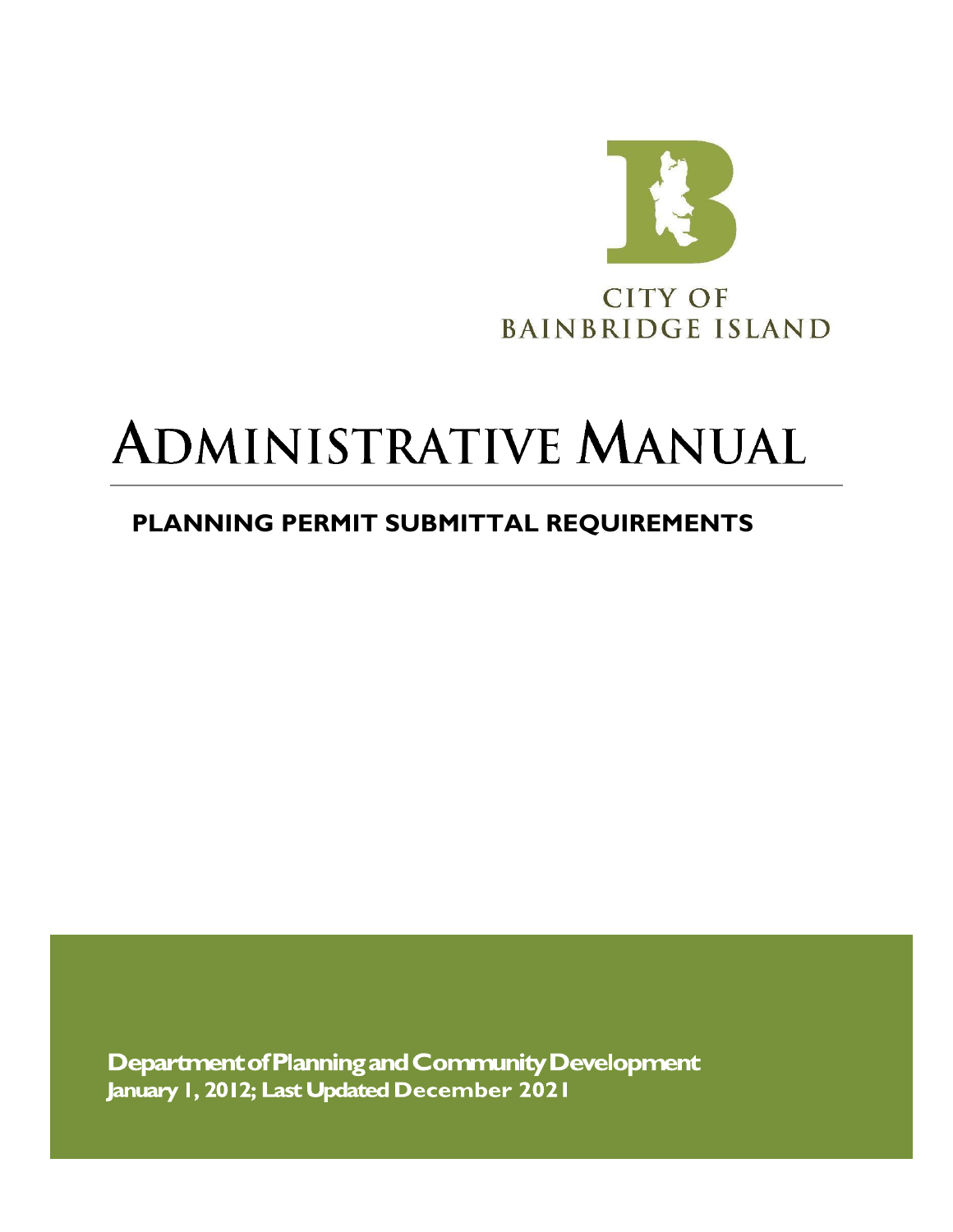CITY OF
BAINBRIDGE ISLAND

# ADMINISTRATIVE MANUAL

## PLANNING PERMIT SUBMITTAL REQUIREMENTS

**Department of Planning and Community Development**
**January 1, 2012; Last Updated December 2021**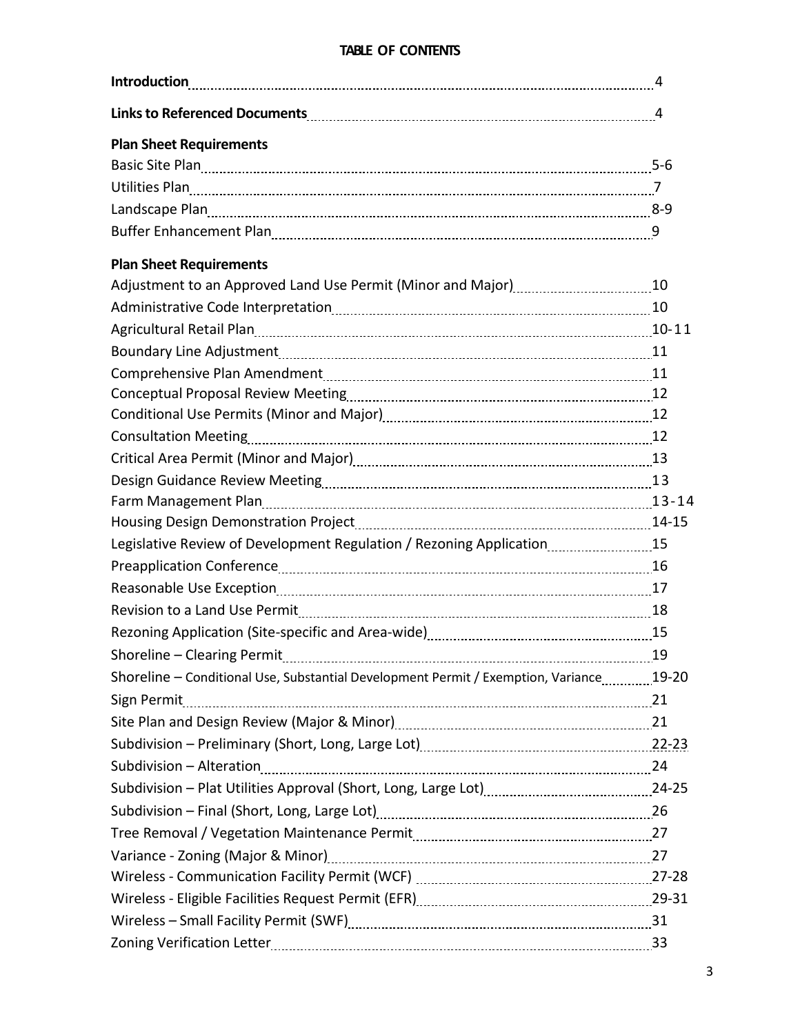# TABLE OF CONTENTS

| | |
|---|---|
| **Introduction** | 4 |
| **Links to Referenced Documents** | 4 |
| **Plan Sheet Requirements** | |
| Basic Site Plan | 5-6 |
| Utilities Plan | 7 |
| Landscape Plan | 8-9 |
| Buffer Enhancement Plan | 9 |
| **Plan Sheet Requirements** | |
| Adjustment to an Approved Land Use Permit (Minor and Major) | 10 |
| Administrative Code Interpretation | 10 |
| Agricultural Retail Plan | 10-11 |
| Boundary Line Adjustment | 11 |
| Comprehensive Plan Amendment | 11 |
| Conceptual Proposal Review Meeting | 12 |
| Conditional Use Permits (Minor and Major) | 12 |
| Consultation Meeting | 12 |
| Critical Area Permit (Minor and Major) | 13 |
| Design Guidance Review Meeting | 13 |
| Farm Management Plan | 13-14 |
| Housing Design Demonstration Project | 14-15 |
| Legislative Review of Development Regulation / Rezoning Application | 15 |
| Preapplication Conference | 16 |
| Reasonable Use Exception | 17 |
| Revision to a Land Use Permit | 18 |
| Rezoning Application (Site-specific and Area-wide) | 15 |
| Shoreline – Clearing Permit | 19 |
| Shoreline – Conditional Use, Substantial Development Permit / Exemption, Variance | 19-20 |
| Sign Permit | 21 |
| Site Plan and Design Review (Major & Minor) | 21 |
| Subdivision – Preliminary (Short, Long, Large Lot) | 22-23 |
| Subdivision – Alteration | 24 |
| Subdivision – Plat Utilities Approval (Short, Long, Large Lot) | 24-25 |
| Subdivision – Final (Short, Long, Large Lot) | 26 |
| Tree Removal / Vegetation Maintenance Permit | 27 |
| Variance - Zoning (Major & Minor) | 27 |
| Wireless - Communication Facility Permit (WCF) | 27-28 |
| Wireless - Eligible Facilities Request Permit (EFR) | 29-31 |
| Wireless – Small Facility Permit (SWF) | 31 |
| Zoning Verification Letter | 33 |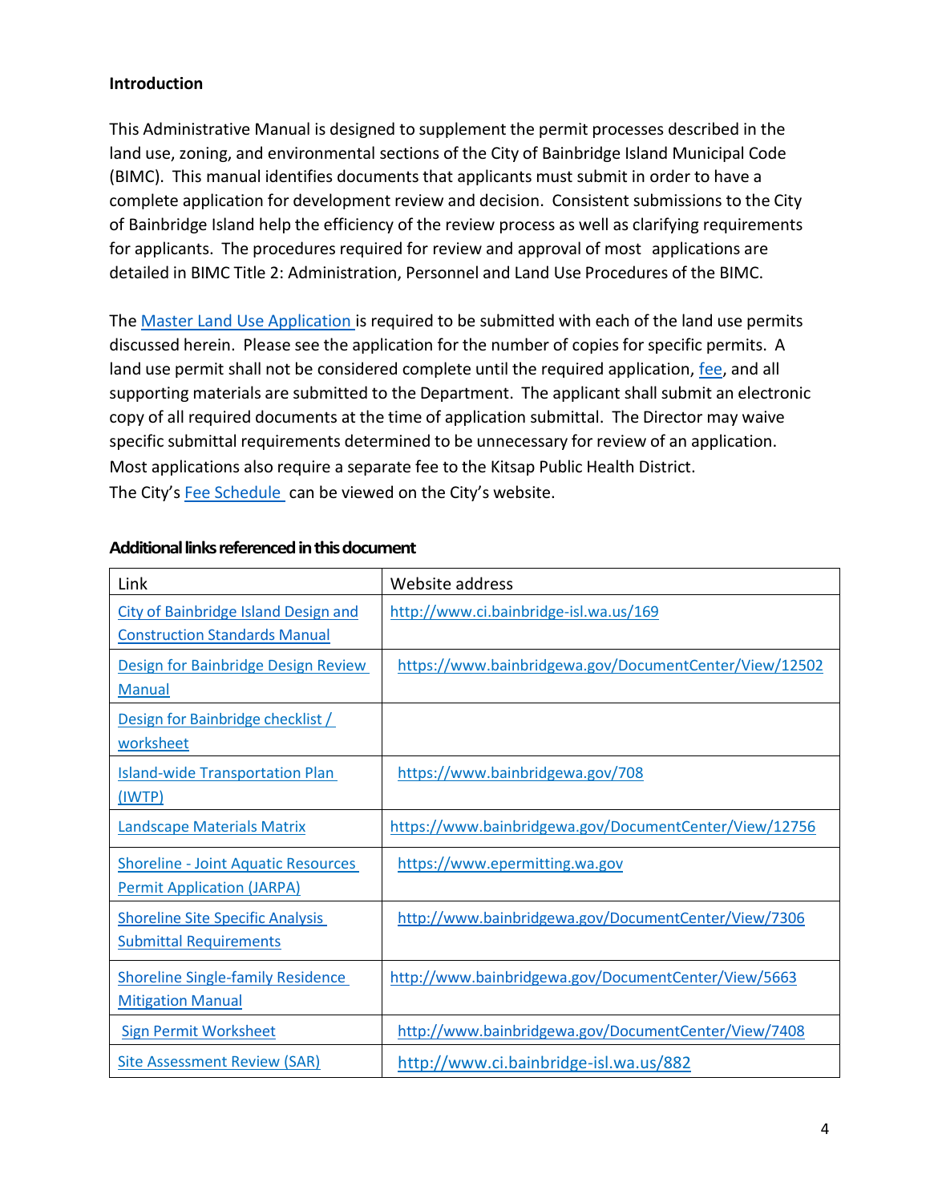**Introduction**

This Administrative Manual is designed to supplement the permit processes described in the land use, zoning, and environmental sections of the City of Bainbridge Island Municipal Code (BIMC). This manual identifies documents that applicants must submit in order to have a complete application for development review and decision. Consistent submissions to the City of Bainbridge Island help the efficiency of the review process as well as clarifying requirements for applicants. The procedures required for review and approval of most applications are detailed in BIMC Title 2: Administration, Personnel and Land Use Procedures of the BIMC.

The Master Land Use Application is required to be submitted with each of the land use permits discussed herein. Please see the application for the number of copies for specific permits. A land use permit shall not be considered complete until the required application, fee, and all supporting materials are submitted to the Department. The applicant shall submit an electronic copy of all required documents at the time of application submittal. The Director may waive specific submittal requirements determined to be unnecessary for review of an application. Most applications also require a separate fee to the Kitsap Public Health District.
The City's Fee Schedule can be viewed on the City's website.

**Additional links referenced in this document**

| Link | Website address |
|---|---|
| City of Bainbridge Island Design and Construction Standards Manual | http://www.ci.bainbridge-isl.wa.us/169 |
| Design for Bainbridge Design Review Manual | https://www.bainbridgewa.gov/DocumentCenter/View/12502 |
| Design for Bainbridge checklist / worksheet | |
| Island-wide Transportation Plan (IWTP) | https://www.bainbridgewa.gov/708 |
| Landscape Materials Matrix | https://www.bainbridgewa.gov/DocumentCenter/View/12756 |
| Shoreline - Joint Aquatic Resources Permit Application (JARPA) | https://www.epermitting.wa.gov |
| Shoreline Site Specific Analysis Submittal Requirements | http://www.bainbridgewa.gov/DocumentCenter/View/7306 |
| Shoreline Single-family Residence Mitigation Manual | http://www.bainbridgewa.gov/DocumentCenter/View/5663 |
| Sign Permit Worksheet | http://www.bainbridgewa.gov/DocumentCenter/View/7408 |
| Site Assessment Review (SAR) | http://www.ci.bainbridge-isl.wa.us/882 |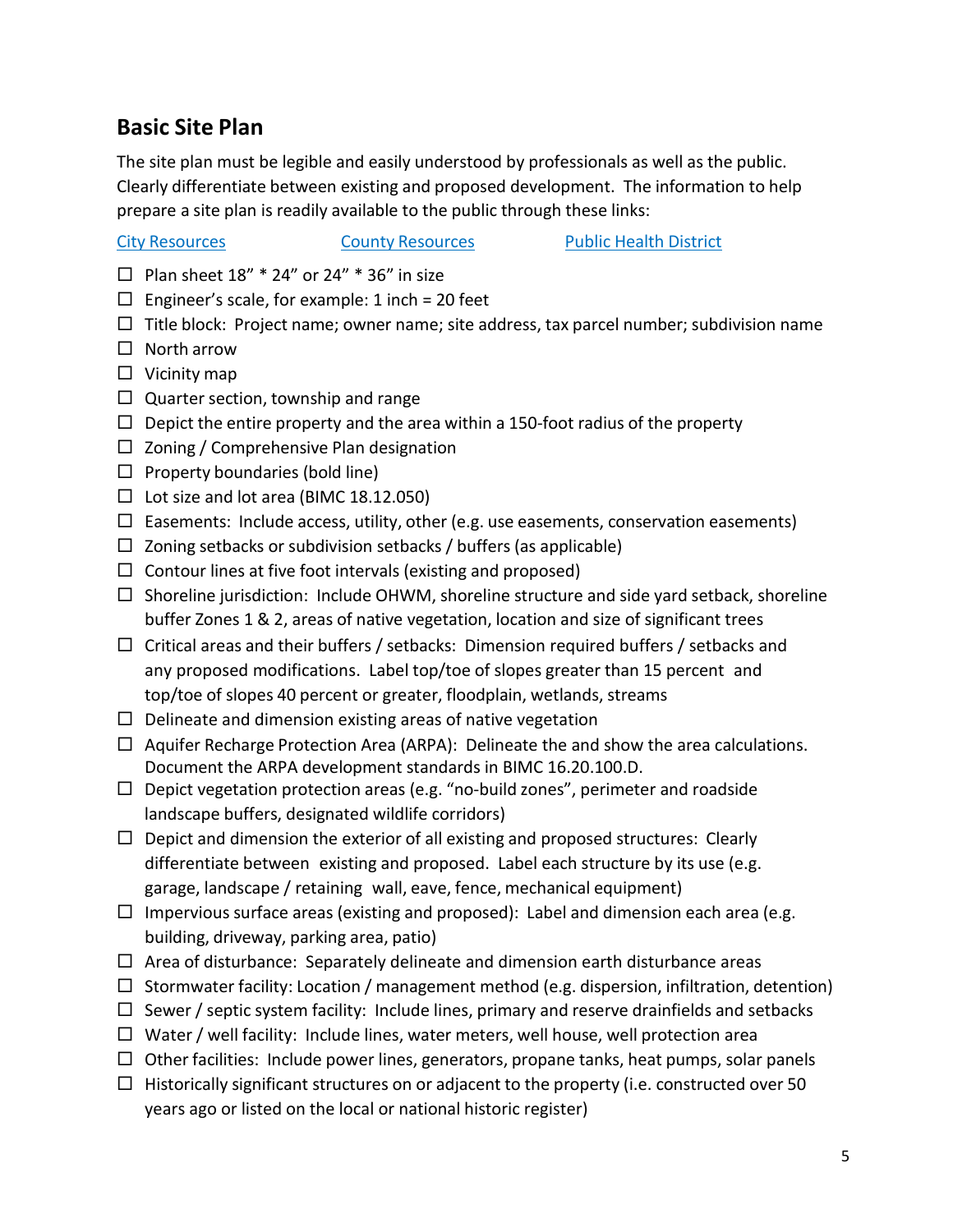## Basic Site Plan

The site plan must be legible and easily understood by professionals as well as the public. Clearly differentiate between existing and proposed development. The information to help prepare a site plan is readily available to the public through these links:

[City Resources] [County Resources] [Public Health District]

- ☐ Plan sheet 18" * 24" or 24" * 36" in size
- ☐ Engineer's scale, for example: 1 inch = 20 feet
- ☐ Title block: Project name; owner name; site address, tax parcel number; subdivision name
- ☐ North arrow
- ☐ Vicinity map
- ☐ Quarter section, township and range
- ☐ Depict the entire property and the area within a 150-foot radius of the property
- ☐ Zoning / Comprehensive Plan designation
- ☐ Property boundaries (bold line)
- ☐ Lot size and lot area (BIMC 18.12.050)
- ☐ Easements: Include access, utility, other (e.g. use easements, conservation easements)
- ☐ Zoning setbacks or subdivision setbacks / buffers (as applicable)
- ☐ Contour lines at five foot intervals (existing and proposed)
- ☐ Shoreline jurisdiction: Include OHWM, shoreline structure and side yard setback, shoreline buffer Zones 1 & 2, areas of native vegetation, location and size of significant trees
- ☐ Critical areas and their buffers / setbacks: Dimension required buffers / setbacks and any proposed modifications. Label top/toe of slopes greater than 15 percent and top/toe of slopes 40 percent or greater, floodplain, wetlands, streams
- ☐ Delineate and dimension existing areas of native vegetation
- ☐ Aquifer Recharge Protection Area (ARPA): Delineate the and show the area calculations. Document the ARPA development standards in BIMC 16.20.100.D.
- ☐ Depict vegetation protection areas (e.g. "no-build zones", perimeter and roadside landscape buffers, designated wildlife corridors)
- ☐ Depict and dimension the exterior of all existing and proposed structures: Clearly differentiate between existing and proposed. Label each structure by its use (e.g. garage, landscape / retaining wall, eave, fence, mechanical equipment)
- ☐ Impervious surface areas (existing and proposed): Label and dimension each area (e.g. building, driveway, parking area, patio)
- ☐ Area of disturbance: Separately delineate and dimension earth disturbance areas
- ☐ Stormwater facility: Location / management method (e.g. dispersion, infiltration, detention)
- ☐ Sewer / septic system facility: Include lines, primary and reserve drainfields and setbacks
- ☐ Water / well facility: Include lines, water meters, well house, well protection area
- ☐ Other facilities: Include power lines, generators, propane tanks, heat pumps, solar panels
- ☐ Historically significant structures on or adjacent to the property (i.e. constructed over 50 years ago or listed on the local or national historic register)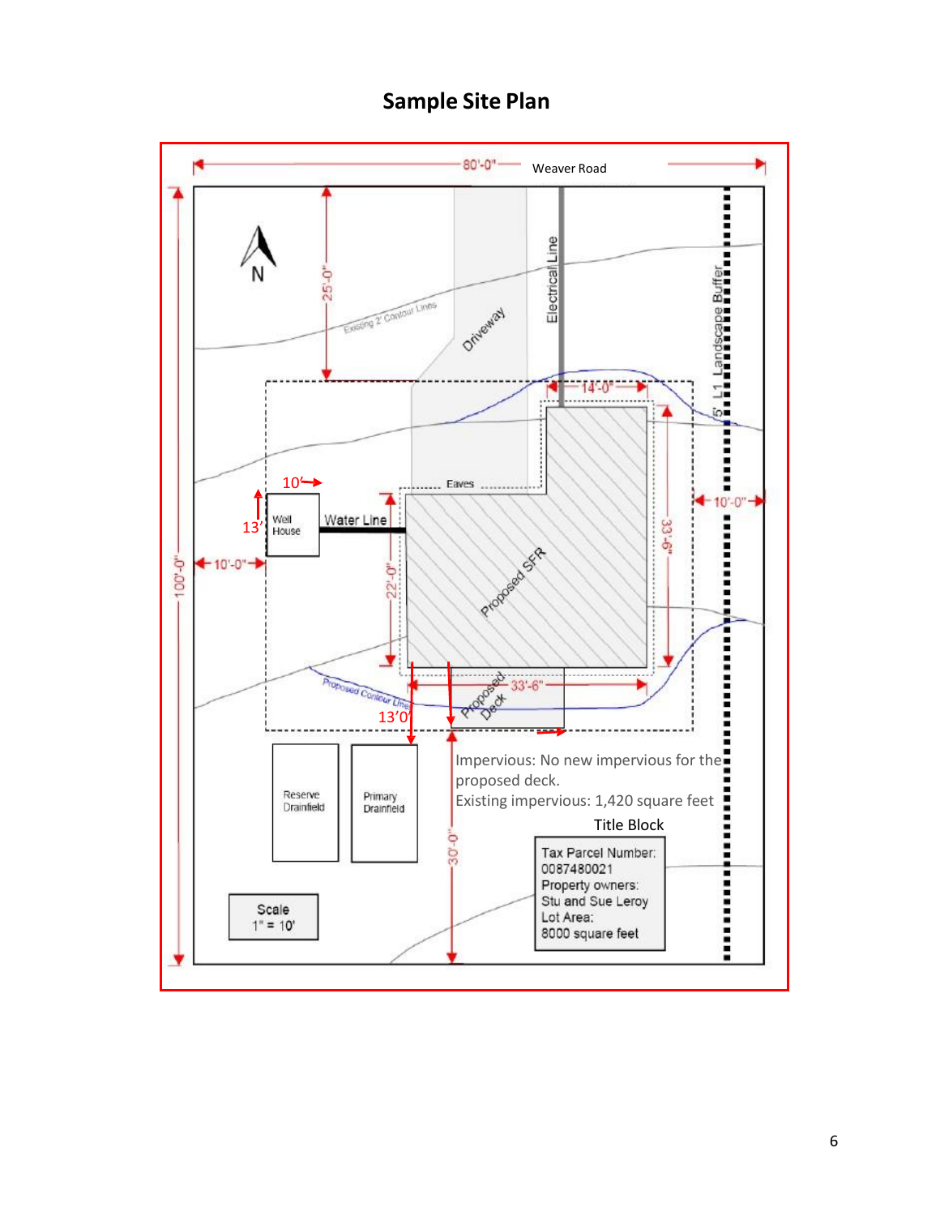# Sample Site Plan

80'-0" Weaver Road

N

25'-0"

Existing 2' Contour Lines

Driveway

Electrical Line

5' L1 Landscape Buffer

14'-0"

Eaves

10'

13'

Well House

Water Line

10'-0"

22'-0"

Proposed SFR

33'-6"

10'-0"

100'-0"

Proposed Contour Lines

13'0

33'-6"

Proposed Deck

Reserve Drainfield

Primary Drainfield

Impervious: No new impervious for the proposed deck.

Existing impervious: 1,420 square feet

30'-0"

Title Block

Tax Parcel Number: 0087480021
Property owners: Stu and Sue Leroy
Lot Area: 8000 square feet

Scale
1" = 10'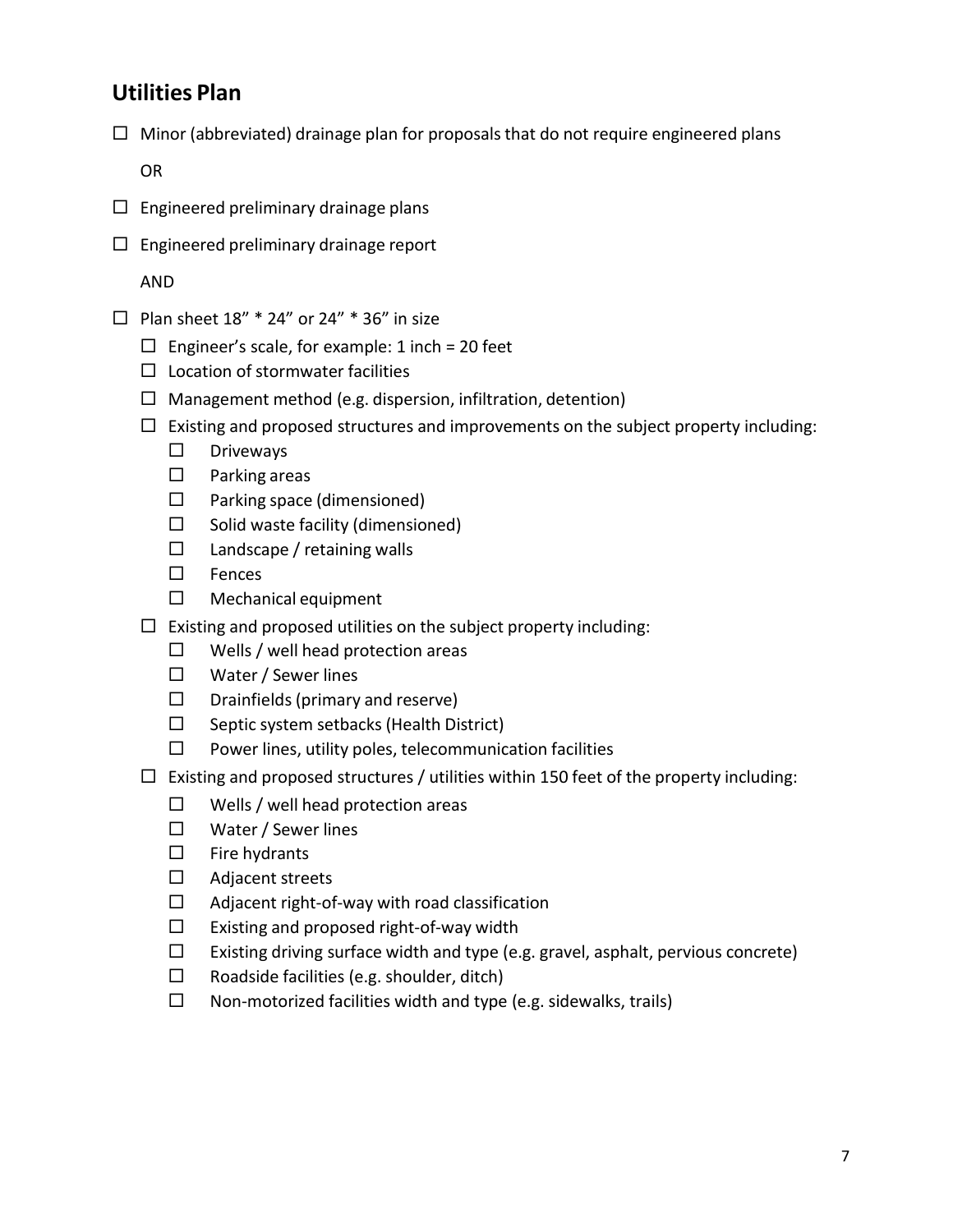## Utilities Plan

- ☐ Minor (abbreviated) drainage plan for proposals that do not require engineered plans

  OR

- ☐ Engineered preliminary drainage plans
- ☐ Engineered preliminary drainage report

  AND

- ☐ Plan sheet 18" * 24" or 24" * 36" in size
  - ☐ Engineer's scale, for example: 1 inch = 20 feet
  - ☐ Location of stormwater facilities
  - ☐ Management method (e.g. dispersion, infiltration, detention)
  - ☐ Existing and proposed structures and improvements on the subject property including:
    - ☐ Driveways
    - ☐ Parking areas
    - ☐ Parking space (dimensioned)
    - ☐ Solid waste facility (dimensioned)
    - ☐ Landscape / retaining walls
    - ☐ Fences
    - ☐ Mechanical equipment
  - ☐ Existing and proposed utilities on the subject property including:
    - ☐ Wells / well head protection areas
    - ☐ Water / Sewer lines
    - ☐ Drainfields (primary and reserve)
    - ☐ Septic system setbacks (Health District)
    - ☐ Power lines, utility poles, telecommunication facilities
  - ☐ Existing and proposed structures / utilities within 150 feet of the property including:
    - ☐ Wells / well head protection areas
    - ☐ Water / Sewer lines
    - ☐ Fire hydrants
    - ☐ Adjacent streets
    - ☐ Adjacent right-of-way with road classification
    - ☐ Existing and proposed right-of-way width
    - ☐ Existing driving surface width and type (e.g. gravel, asphalt, pervious concrete)
    - ☐ Roadside facilities (e.g. shoulder, ditch)
    - ☐ Non-motorized facilities width and type (e.g. sidewalks, trails)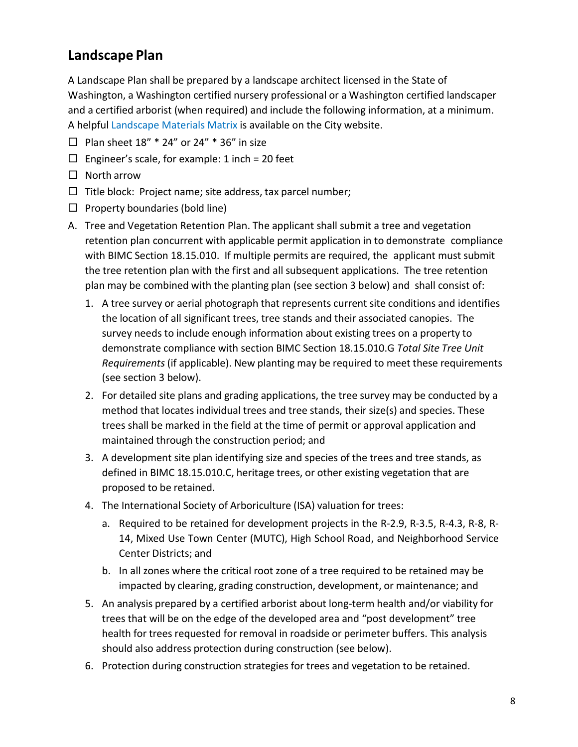## Landscape Plan

A Landscape Plan shall be prepared by a landscape architect licensed in the State of Washington, a Washington certified nursery professional or a Washington certified landscaper and a certified arborist (when required) and include the following information, at a minimum. A helpful Landscape Materials Matrix is available on the City website.

- ☐ Plan sheet 18" * 24" or 24" * 36" in size
- ☐ Engineer's scale, for example: 1 inch = 20 feet
- ☐ North arrow
- ☐ Title block: Project name; site address, tax parcel number;
- ☐ Property boundaries (bold line)

A. Tree and Vegetation Retention Plan. The applicant shall submit a tree and vegetation retention plan concurrent with applicable permit application in to demonstrate compliance with BIMC Section 18.15.010. If multiple permits are required, the applicant must submit the tree retention plan with the first and all subsequent applications. The tree retention plan may be combined with the planting plan (see section 3 below) and shall consist of:

   1. A tree survey or aerial photograph that represents current site conditions and identifies the location of all significant trees, tree stands and their associated canopies. The survey needs to include enough information about existing trees on a property to demonstrate compliance with section BIMC Section 18.15.010.G *Total Site Tree Unit Requirements* (if applicable). New planting may be required to meet these requirements (see section 3 below).
   2. For detailed site plans and grading applications, the tree survey may be conducted by a method that locates individual trees and tree stands, their size(s) and species. These trees shall be marked in the field at the time of permit or approval application and maintained through the construction period; and
   3. A development site plan identifying size and species of the trees and tree stands, as defined in BIMC 18.15.010.C, heritage trees, or other existing vegetation that are proposed to be retained.
   4. The International Society of Arboriculture (ISA) valuation for trees:
      a. Required to be retained for development projects in the R-2.9, R-3.5, R-4.3, R-8, R-14, Mixed Use Town Center (MUTC), High School Road, and Neighborhood Service Center Districts; and
      b. In all zones where the critical root zone of a tree required to be retained may be impacted by clearing, grading construction, development, or maintenance; and
   5. An analysis prepared by a certified arborist about long-term health and/or viability for trees that will be on the edge of the developed area and "post development" tree health for trees requested for removal in roadside or perimeter buffers. This analysis should also address protection during construction (see below).
   6. Protection during construction strategies for trees and vegetation to be retained.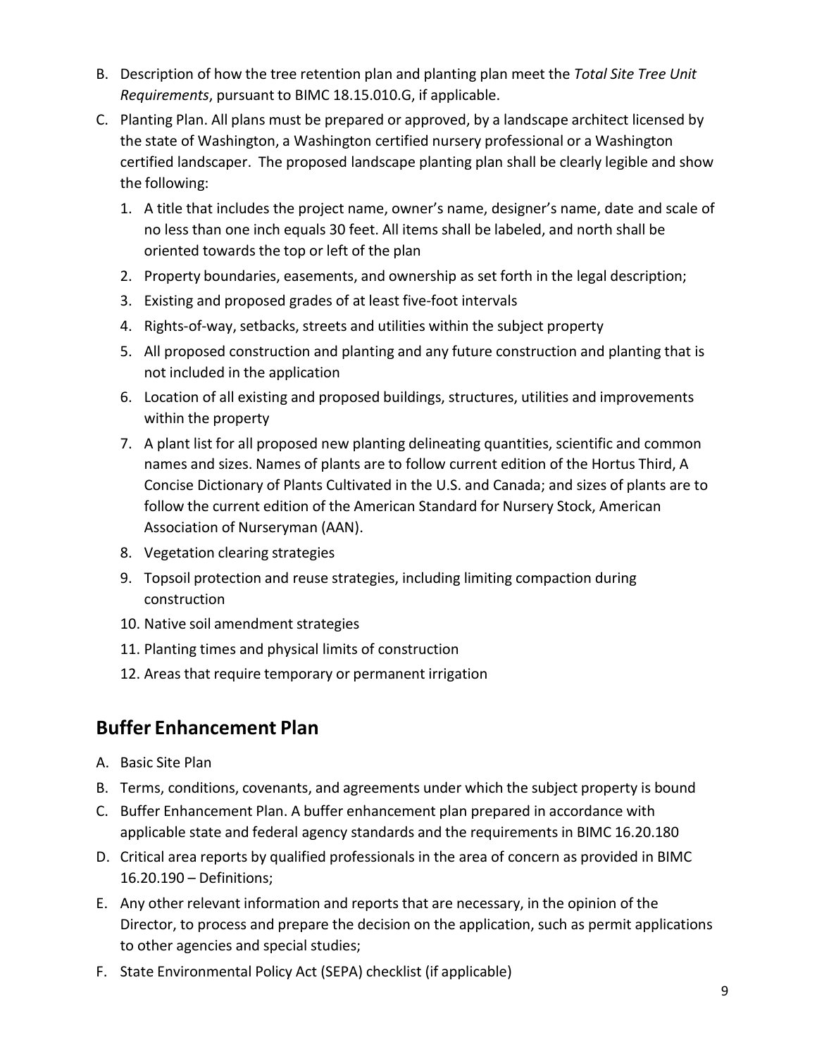B. Description of how the tree retention plan and planting plan meet the *Total Site Tree Unit Requirements*, pursuant to BIMC 18.15.010.G, if applicable.

C. Planting Plan. All plans must be prepared or approved, by a landscape architect licensed by the state of Washington, a Washington certified nursery professional or a Washington certified landscaper. The proposed landscape planting plan shall be clearly legible and show the following:

   1. A title that includes the project name, owner's name, designer's name, date and scale of no less than one inch equals 30 feet. All items shall be labeled, and north shall be oriented towards the top or left of the plan
   2. Property boundaries, easements, and ownership as set forth in the legal description;
   3. Existing and proposed grades of at least five-foot intervals
   4. Rights-of-way, setbacks, streets and utilities within the subject property
   5. All proposed construction and planting and any future construction and planting that is not included in the application
   6. Location of all existing and proposed buildings, structures, utilities and improvements within the property
   7. A plant list for all proposed new planting delineating quantities, scientific and common names and sizes. Names of plants are to follow current edition of the Hortus Third, A Concise Dictionary of Plants Cultivated in the U.S. and Canada; and sizes of plants are to follow the current edition of the American Standard for Nursery Stock, American Association of Nurseryman (AAN).
   8. Vegetation clearing strategies
   9. Topsoil protection and reuse strategies, including limiting compaction during construction
   10. Native soil amendment strategies
   11. Planting times and physical limits of construction
   12. Areas that require temporary or permanent irrigation

## Buffer Enhancement Plan

A. Basic Site Plan

B. Terms, conditions, covenants, and agreements under which the subject property is bound

C. Buffer Enhancement Plan. A buffer enhancement plan prepared in accordance with applicable state and federal agency standards and the requirements in BIMC 16.20.180

D. Critical area reports by qualified professionals in the area of concern as provided in BIMC 16.20.190 – Definitions;

E. Any other relevant information and reports that are necessary, in the opinion of the Director, to process and prepare the decision on the application, such as permit applications to other agencies and special studies;

F. State Environmental Policy Act (SEPA) checklist (if applicable)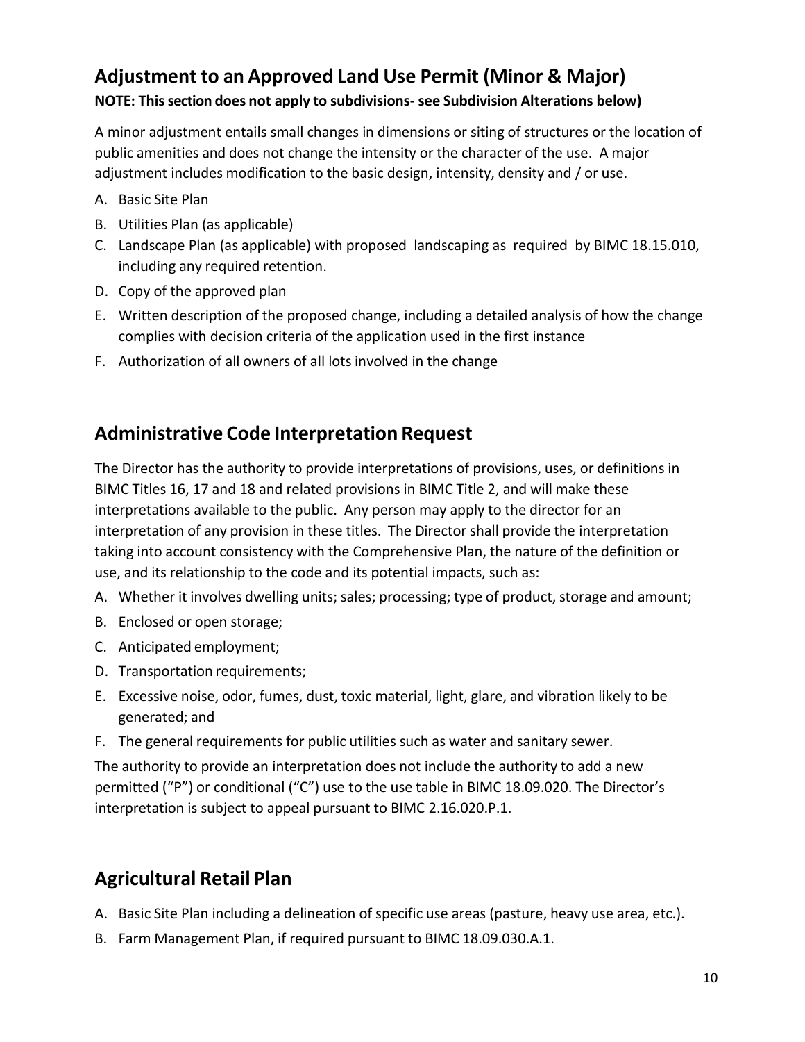## Adjustment to an Approved Land Use Permit (Minor & Major)

**NOTE: This section does not apply to subdivisions- see Subdivision Alterations below)**

A minor adjustment entails small changes in dimensions or siting of structures or the location of public amenities and does not change the intensity or the character of the use. A major adjustment includes modification to the basic design, intensity, density and / or use.

A. Basic Site Plan
B. Utilities Plan (as applicable)
C. Landscape Plan (as applicable) with proposed landscaping as required by BIMC 18.15.010, including any required retention.
D. Copy of the approved plan
E. Written description of the proposed change, including a detailed analysis of how the change complies with decision criteria of the application used in the first instance
F. Authorization of all owners of all lots involved in the change

## Administrative Code Interpretation Request

The Director has the authority to provide interpretations of provisions, uses, or definitions in BIMC Titles 16, 17 and 18 and related provisions in BIMC Title 2, and will make these interpretations available to the public. Any person may apply to the director for an interpretation of any provision in these titles. The Director shall provide the interpretation taking into account consistency with the Comprehensive Plan, the nature of the definition or use, and its relationship to the code and its potential impacts, such as:

A. Whether it involves dwelling units; sales; processing; type of product, storage and amount;
B. Enclosed or open storage;
C. Anticipated employment;
D. Transportation requirements;
E. Excessive noise, odor, fumes, dust, toxic material, light, glare, and vibration likely to be generated; and
F. The general requirements for public utilities such as water and sanitary sewer.

The authority to provide an interpretation does not include the authority to add a new permitted ("P") or conditional ("C") use to the use table in BIMC 18.09.020. The Director's interpretation is subject to appeal pursuant to BIMC 2.16.020.P.1.

## Agricultural Retail Plan

A. Basic Site Plan including a delineation of specific use areas (pasture, heavy use area, etc.).
B. Farm Management Plan, if required pursuant to BIMC 18.09.030.A.1.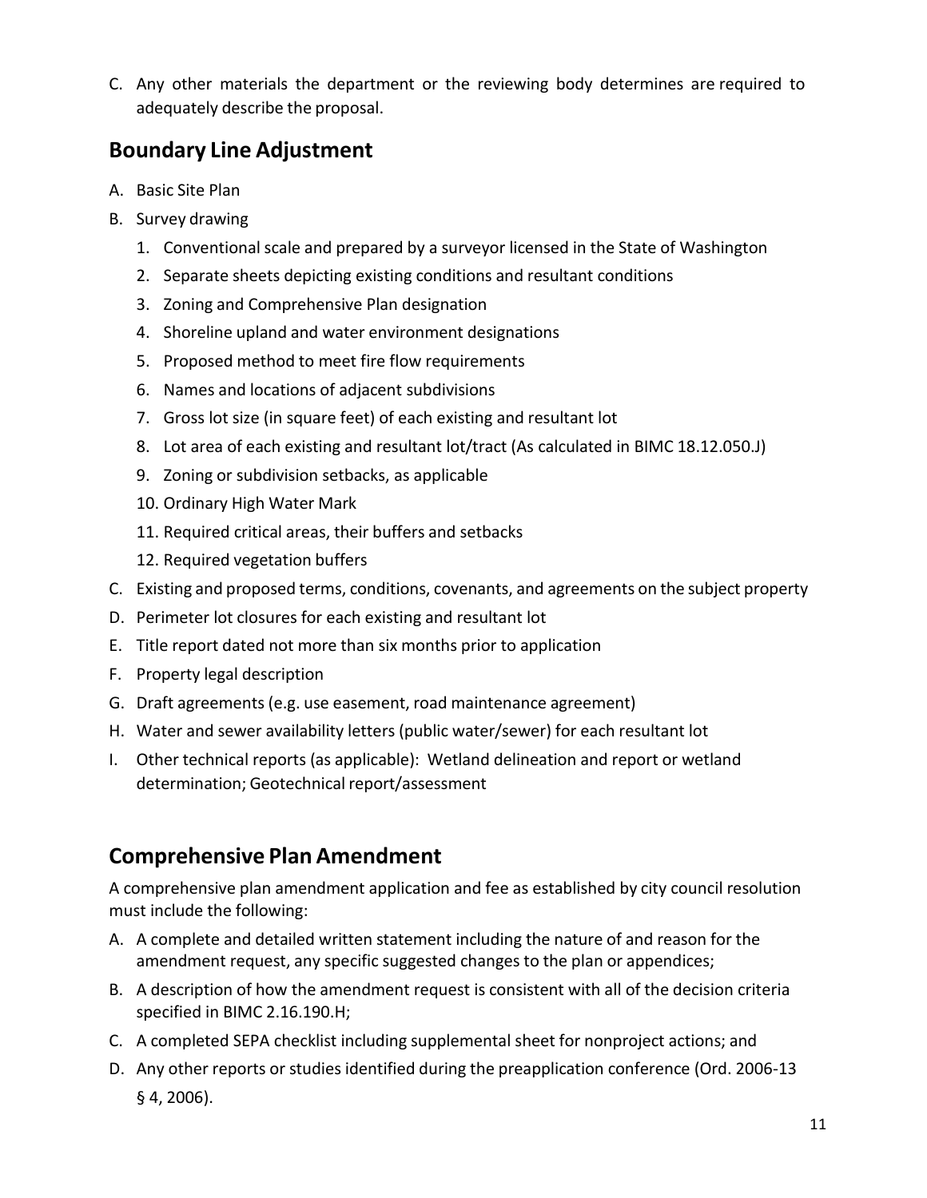C. Any other materials the department or the reviewing body determines are required to adequately describe the proposal.

## Boundary Line Adjustment

A. Basic Site Plan

B. Survey drawing
   1. Conventional scale and prepared by a surveyor licensed in the State of Washington
   2. Separate sheets depicting existing conditions and resultant conditions
   3. Zoning and Comprehensive Plan designation
   4. Shoreline upland and water environment designations
   5. Proposed method to meet fire flow requirements
   6. Names and locations of adjacent subdivisions
   7. Gross lot size (in square feet) of each existing and resultant lot
   8. Lot area of each existing and resultant lot/tract (As calculated in BIMC 18.12.050.J)
   9. Zoning or subdivision setbacks, as applicable
   10. Ordinary High Water Mark
   11. Required critical areas, their buffers and setbacks
   12. Required vegetation buffers

C. Existing and proposed terms, conditions, covenants, and agreements on the subject property

D. Perimeter lot closures for each existing and resultant lot

E. Title report dated not more than six months prior to application

F. Property legal description

G. Draft agreements (e.g. use easement, road maintenance agreement)

H. Water and sewer availability letters (public water/sewer) for each resultant lot

I. Other technical reports (as applicable): Wetland delineation and report or wetland determination; Geotechnical report/assessment

## Comprehensive Plan Amendment

A comprehensive plan amendment application and fee as established by city council resolution must include the following:

A. A complete and detailed written statement including the nature of and reason for the amendment request, any specific suggested changes to the plan or appendices;

B. A description of how the amendment request is consistent with all of the decision criteria specified in BIMC 2.16.190.H;

C. A completed SEPA checklist including supplemental sheet for nonproject actions; and

D. Any other reports or studies identified during the preapplication conference (Ord. 2006-13 § 4, 2006).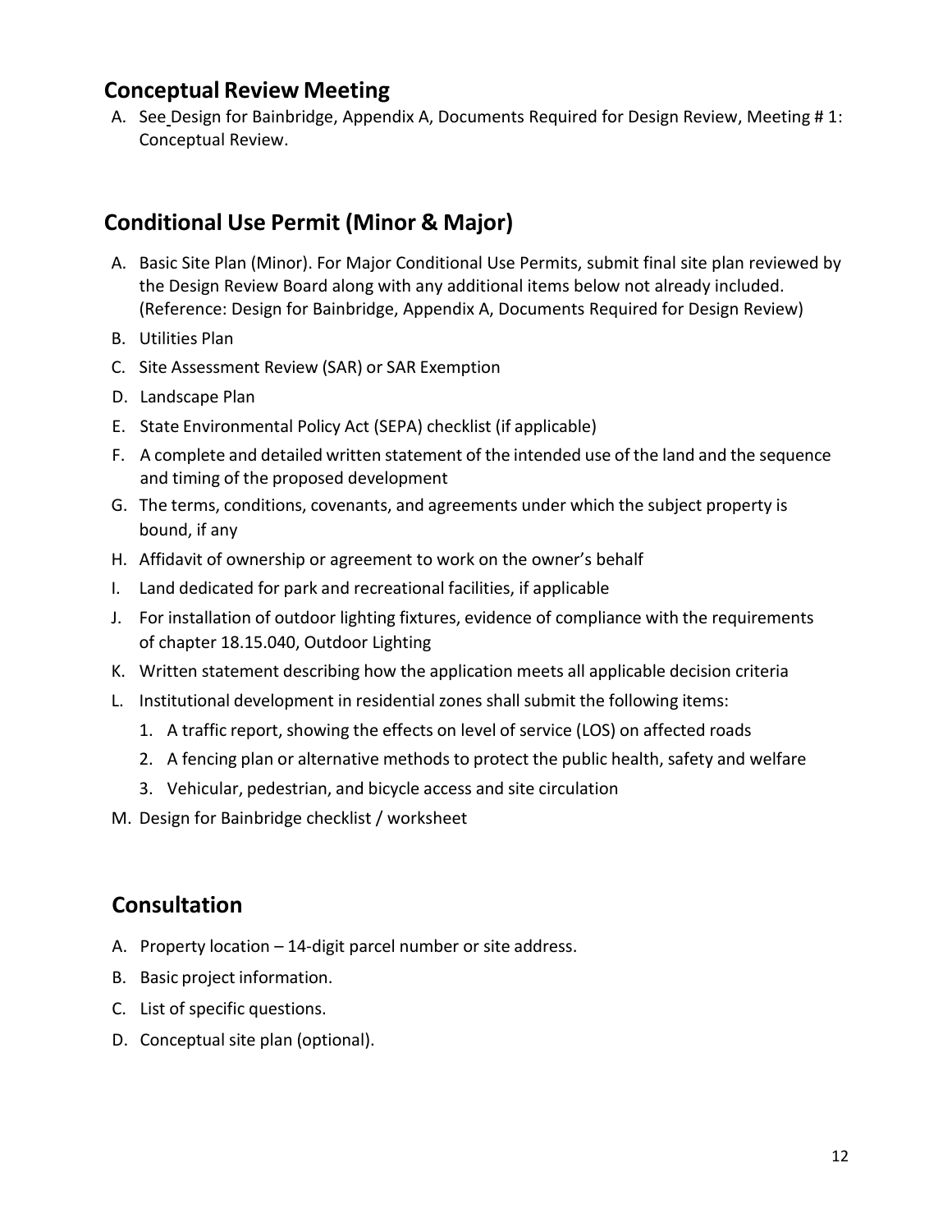## Conceptual Review Meeting

A. See Design for Bainbridge, Appendix A, Documents Required for Design Review, Meeting # 1: Conceptual Review.

## Conditional Use Permit (Minor & Major)

A. Basic Site Plan (Minor). For Major Conditional Use Permits, submit final site plan reviewed by the Design Review Board along with any additional items below not already included. (Reference: Design for Bainbridge, Appendix A, Documents Required for Design Review)

B. Utilities Plan

C. Site Assessment Review (SAR) or SAR Exemption

D. Landscape Plan

E. State Environmental Policy Act (SEPA) checklist (if applicable)

F. A complete and detailed written statement of the intended use of the land and the sequence and timing of the proposed development

G. The terms, conditions, covenants, and agreements under which the subject property is bound, if any

H. Affidavit of ownership or agreement to work on the owner's behalf

I. Land dedicated for park and recreational facilities, if applicable

J. For installation of outdoor lighting fixtures, evidence of compliance with the requirements of chapter 18.15.040, Outdoor Lighting

K. Written statement describing how the application meets all applicable decision criteria

L. Institutional development in residential zones shall submit the following items:

1. A traffic report, showing the effects on level of service (LOS) on affected roads
2. A fencing plan or alternative methods to protect the public health, safety and welfare
3. Vehicular, pedestrian, and bicycle access and site circulation

M. Design for Bainbridge checklist / worksheet

## Consultation

A. Property location – 14-digit parcel number or site address.

B. Basic project information.

C. List of specific questions.

D. Conceptual site plan (optional).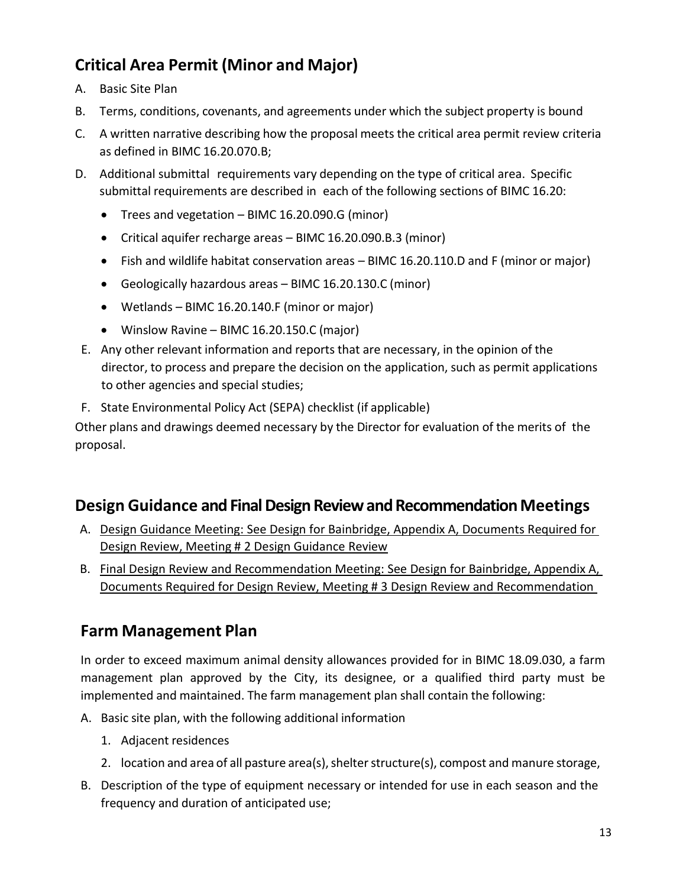## Critical Area Permit (Minor and Major)

A. Basic Site Plan

B. Terms, conditions, covenants, and agreements under which the subject property is bound

C. A written narrative describing how the proposal meets the critical area permit review criteria as defined in BIMC 16.20.070.B;

D. Additional submittal requirements vary depending on the type of critical area. Specific submittal requirements are described in each of the following sections of BIMC 16.20:

- Trees and vegetation – BIMC 16.20.090.G (minor)
- Critical aquifer recharge areas – BIMC 16.20.090.B.3 (minor)
- Fish and wildlife habitat conservation areas – BIMC 16.20.110.D and F (minor or major)
- Geologically hazardous areas – BIMC 16.20.130.C (minor)
- Wetlands – BIMC 16.20.140.F (minor or major)
- Winslow Ravine – BIMC 16.20.150.C (major)

E. Any other relevant information and reports that are necessary, in the opinion of the director, to process and prepare the decision on the application, such as permit applications to other agencies and special studies;

F. State Environmental Policy Act (SEPA) checklist (if applicable)

Other plans and drawings deemed necessary by the Director for evaluation of the merits of the proposal.

## Design Guidance and Final Design Review and Recommendation Meetings

A. Design Guidance Meeting: See Design for Bainbridge, Appendix A, Documents Required for Design Review, Meeting # 2 Design Guidance Review

B. Final Design Review and Recommendation Meeting: See Design for Bainbridge, Appendix A, Documents Required for Design Review, Meeting # 3 Design Review and Recommendation

## Farm Management Plan

In order to exceed maximum animal density allowances provided for in BIMC 18.09.030, a farm management plan approved by the City, its designee, or a qualified third party must be implemented and maintained. The farm management plan shall contain the following:

A. Basic site plan, with the following additional information

1. Adjacent residences
2. location and area of all pasture area(s), shelter structure(s), compost and manure storage,

B. Description of the type of equipment necessary or intended for use in each season and the frequency and duration of anticipated use;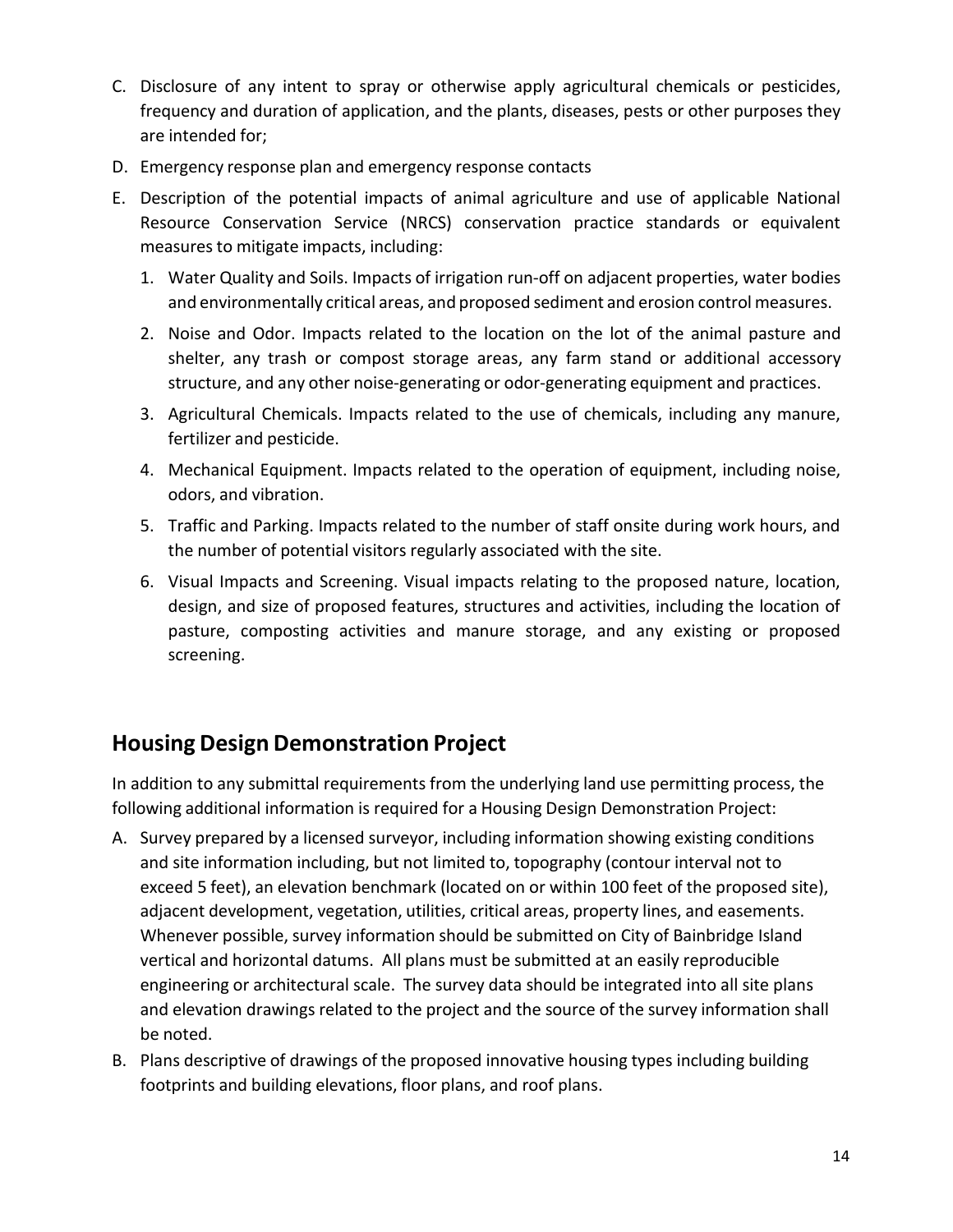C. Disclosure of any intent to spray or otherwise apply agricultural chemicals or pesticides, frequency and duration of application, and the plants, diseases, pests or other purposes they are intended for;

D. Emergency response plan and emergency response contacts

E. Description of the potential impacts of animal agriculture and use of applicable National Resource Conservation Service (NRCS) conservation practice standards or equivalent measures to mitigate impacts, including:

   1. Water Quality and Soils. Impacts of irrigation run-off on adjacent properties, water bodies and environmentally critical areas, and proposed sediment and erosion control measures.
   2. Noise and Odor. Impacts related to the location on the lot of the animal pasture and shelter, any trash or compost storage areas, any farm stand or additional accessory structure, and any other noise-generating or odor-generating equipment and practices.
   3. Agricultural Chemicals. Impacts related to the use of chemicals, including any manure, fertilizer and pesticide.
   4. Mechanical Equipment. Impacts related to the operation of equipment, including noise, odors, and vibration.
   5. Traffic and Parking. Impacts related to the number of staff onsite during work hours, and the number of potential visitors regularly associated with the site.
   6. Visual Impacts and Screening. Visual impacts relating to the proposed nature, location, design, and size of proposed features, structures and activities, including the location of pasture, composting activities and manure storage, and any existing or proposed screening.

## Housing Design Demonstration Project

In addition to any submittal requirements from the underlying land use permitting process, the following additional information is required for a Housing Design Demonstration Project:

A. Survey prepared by a licensed surveyor, including information showing existing conditions and site information including, but not limited to, topography (contour interval not to exceed 5 feet), an elevation benchmark (located on or within 100 feet of the proposed site), adjacent development, vegetation, utilities, critical areas, property lines, and easements. Whenever possible, survey information should be submitted on City of Bainbridge Island vertical and horizontal datums. All plans must be submitted at an easily reproducible engineering or architectural scale. The survey data should be integrated into all site plans and elevation drawings related to the project and the source of the survey information shall be noted.

B. Plans descriptive of drawings of the proposed innovative housing types including building footprints and building elevations, floor plans, and roof plans.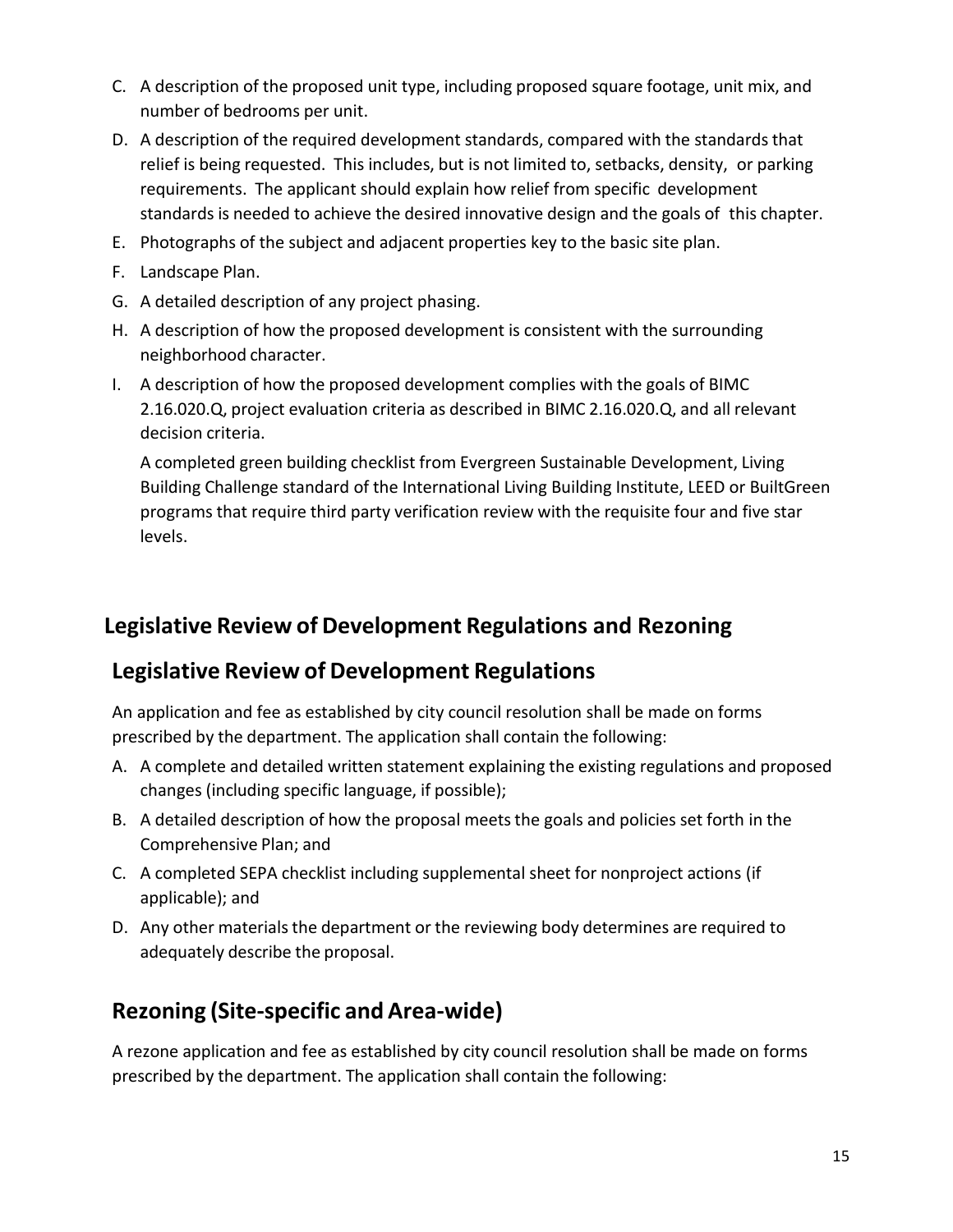C. A description of the proposed unit type, including proposed square footage, unit mix, and number of bedrooms per unit.

D. A description of the required development standards, compared with the standards that relief is being requested. This includes, but is not limited to, setbacks, density, or parking requirements. The applicant should explain how relief from specific development standards is needed to achieve the desired innovative design and the goals of this chapter.

E. Photographs of the subject and adjacent properties key to the basic site plan.

F. Landscape Plan.

G. A detailed description of any project phasing.

H. A description of how the proposed development is consistent with the surrounding neighborhood character.

I. A description of how the proposed development complies with the goals of BIMC 2.16.020.Q, project evaluation criteria as described in BIMC 2.16.020.Q, and all relevant decision criteria.

   A completed green building checklist from Evergreen Sustainable Development, Living Building Challenge standard of the International Living Building Institute, LEED or BuiltGreen programs that require third party verification review with the requisite four and five star levels.

# Legislative Review of Development Regulations and Rezoning

## Legislative Review of Development Regulations

An application and fee as established by city council resolution shall be made on forms prescribed by the department. The application shall contain the following:

A. A complete and detailed written statement explaining the existing regulations and proposed changes (including specific language, if possible);

B. A detailed description of how the proposal meets the goals and policies set forth in the Comprehensive Plan; and

C. A completed SEPA checklist including supplemental sheet for nonproject actions (if applicable); and

D. Any other materials the department or the reviewing body determines are required to adequately describe the proposal.

## Rezoning (Site-specific and Area-wide)

A rezone application and fee as established by city council resolution shall be made on forms prescribed by the department. The application shall contain the following: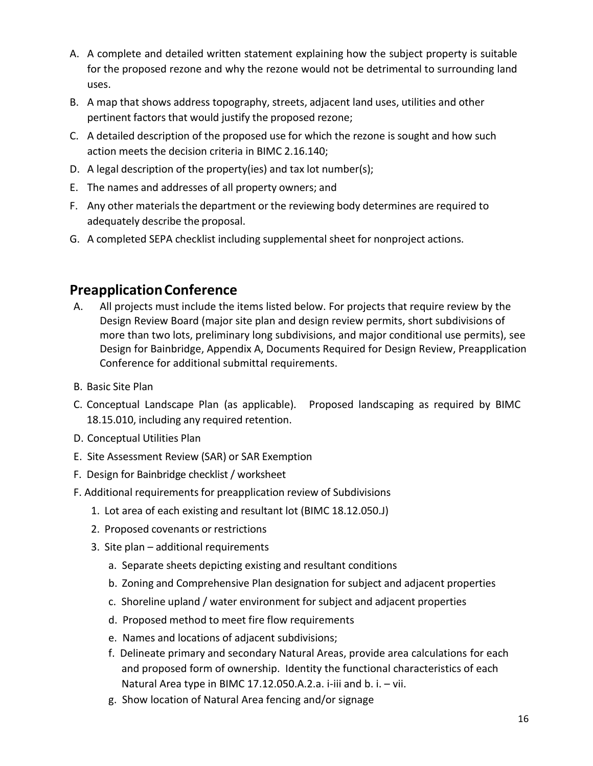A. A complete and detailed written statement explaining how the subject property is suitable for the proposed rezone and why the rezone would not be detrimental to surrounding land uses.
B. A map that shows address topography, streets, adjacent land uses, utilities and other pertinent factors that would justify the proposed rezone;
C. A detailed description of the proposed use for which the rezone is sought and how such action meets the decision criteria in BIMC 2.16.140;
D. A legal description of the property(ies) and tax lot number(s);
E. The names and addresses of all property owners; and
F. Any other materials the department or the reviewing body determines are required to adequately describe the proposal.
G. A completed SEPA checklist including supplemental sheet for nonproject actions.

## Preapplication Conference

A. All projects must include the items listed below. For projects that require review by the Design Review Board (major site plan and design review permits, short subdivisions of more than two lots, preliminary long subdivisions, and major conditional use permits), see Design for Bainbridge, Appendix A, Documents Required for Design Review, Preapplication Conference for additional submittal requirements.

B. Basic Site Plan

C. Conceptual Landscape Plan (as applicable). Proposed landscaping as required by BIMC 18.15.010, including any required retention.

D. Conceptual Utilities Plan

E. Site Assessment Review (SAR) or SAR Exemption

F. Design for Bainbridge checklist / worksheet

F. Additional requirements for preapplication review of Subdivisions

1. Lot area of each existing and resultant lot (BIMC 18.12.050.J)
2. Proposed covenants or restrictions
3. Site plan – additional requirements
   a. Separate sheets depicting existing and resultant conditions
   b. Zoning and Comprehensive Plan designation for subject and adjacent properties
   c. Shoreline upland / water environment for subject and adjacent properties
   d. Proposed method to meet fire flow requirements
   e. Names and locations of adjacent subdivisions;
   f. Delineate primary and secondary Natural Areas, provide area calculations for each and proposed form of ownership. Identity the functional characteristics of each Natural Area type in BIMC 17.12.050.A.2.a. i-iii and b. i. – vii.
   g. Show location of Natural Area fencing and/or signage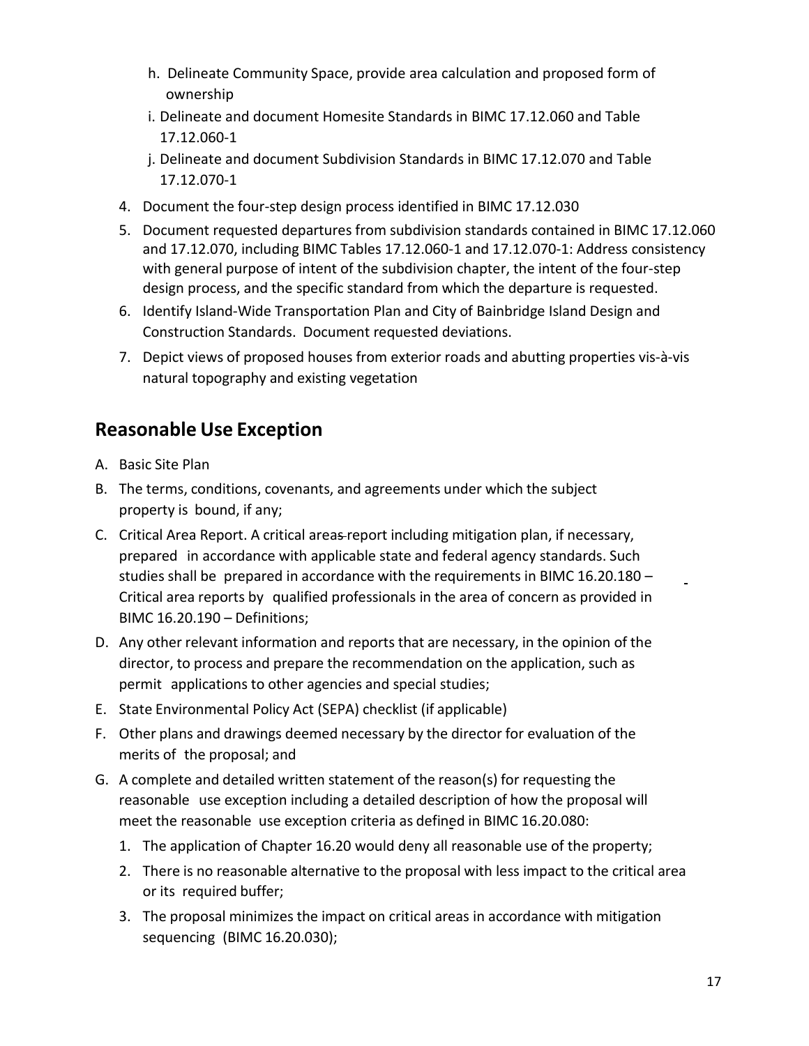h. Delineate Community Space, provide area calculation and proposed form of ownership

i. Delineate and document Homesite Standards in BIMC 17.12.060 and Table 17.12.060-1

j. Delineate and document Subdivision Standards in BIMC 17.12.070 and Table 17.12.070-1

4. Document the four-step design process identified in BIMC 17.12.030
5. Document requested departures from subdivision standards contained in BIMC 17.12.060 and 17.12.070, including BIMC Tables 17.12.060-1 and 17.12.070-1: Address consistency with general purpose of intent of the subdivision chapter, the intent of the four-step design process, and the specific standard from which the departure is requested.
6. Identify Island-Wide Transportation Plan and City of Bainbridge Island Design and Construction Standards. Document requested deviations.
7. Depict views of proposed houses from exterior roads and abutting properties vis-à-vis natural topography and existing vegetation

## Reasonable Use Exception

A. Basic Site Plan

B. The terms, conditions, covenants, and agreements under which the subject property is bound, if any;

C. Critical Area Report. A critical areas report including mitigation plan, if necessary, prepared in accordance with applicable state and federal agency standards. Such studies shall be prepared in accordance with the requirements in BIMC 16.20.180 – Critical area reports by qualified professionals in the area of concern as provided in BIMC 16.20.190 – Definitions;

D. Any other relevant information and reports that are necessary, in the opinion of the director, to process and prepare the recommendation on the application, such as permit applications to other agencies and special studies;

E. State Environmental Policy Act (SEPA) checklist (if applicable)

F. Other plans and drawings deemed necessary by the director for evaluation of the merits of the proposal; and

G. A complete and detailed written statement of the reason(s) for requesting the reasonable use exception including a detailed description of how the proposal will meet the reasonable use exception criteria as defined in BIMC 16.20.080:

1. The application of Chapter 16.20 would deny all reasonable use of the property;
2. There is no reasonable alternative to the proposal with less impact to the critical area or its required buffer;
3. The proposal minimizes the impact on critical areas in accordance with mitigation sequencing (BIMC 16.20.030);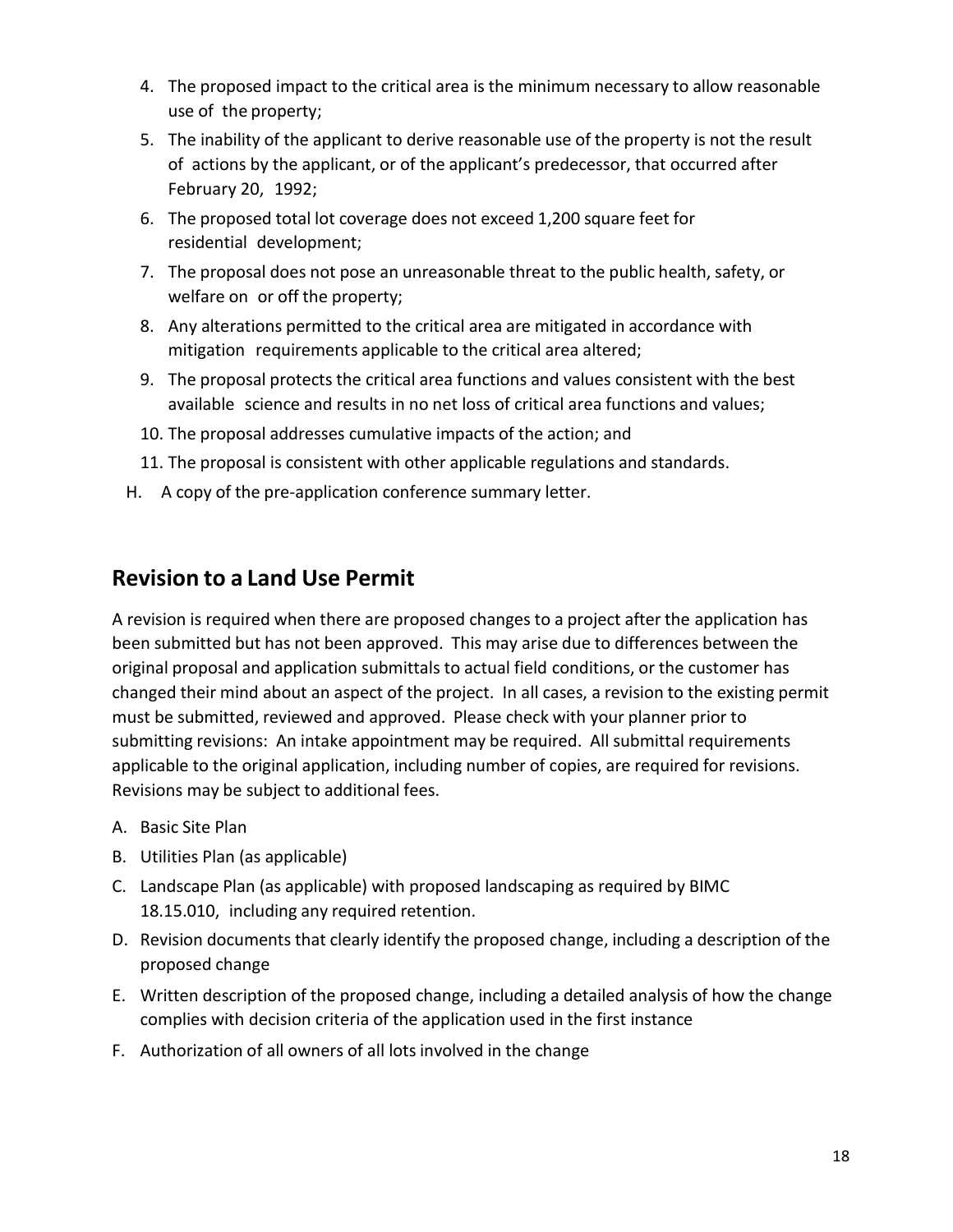4. The proposed impact to the critical area is the minimum necessary to allow reasonable use of the property;
5. The inability of the applicant to derive reasonable use of the property is not the result of actions by the applicant, or of the applicant's predecessor, that occurred after February 20, 1992;
6. The proposed total lot coverage does not exceed 1,200 square feet for residential development;
7. The proposal does not pose an unreasonable threat to the public health, safety, or welfare on or off the property;
8. Any alterations permitted to the critical area are mitigated in accordance with mitigation requirements applicable to the critical area altered;
9. The proposal protects the critical area functions and values consistent with the best available science and results in no net loss of critical area functions and values;
10. The proposal addresses cumulative impacts of the action; and
11. The proposal is consistent with other applicable regulations and standards.

H. A copy of the pre-application conference summary letter.

## Revision to a Land Use Permit

A revision is required when there are proposed changes to a project after the application has been submitted but has not been approved. This may arise due to differences between the original proposal and application submittals to actual field conditions, or the customer has changed their mind about an aspect of the project. In all cases, a revision to the existing permit must be submitted, reviewed and approved. Please check with your planner prior to submitting revisions: An intake appointment may be required. All submittal requirements applicable to the original application, including number of copies, are required for revisions. Revisions may be subject to additional fees.

A. Basic Site Plan
B. Utilities Plan (as applicable)
C. Landscape Plan (as applicable) with proposed landscaping as required by BIMC 18.15.010, including any required retention.
D. Revision documents that clearly identify the proposed change, including a description of the proposed change
E. Written description of the proposed change, including a detailed analysis of how the change complies with decision criteria of the application used in the first instance
F. Authorization of all owners of all lots involved in the change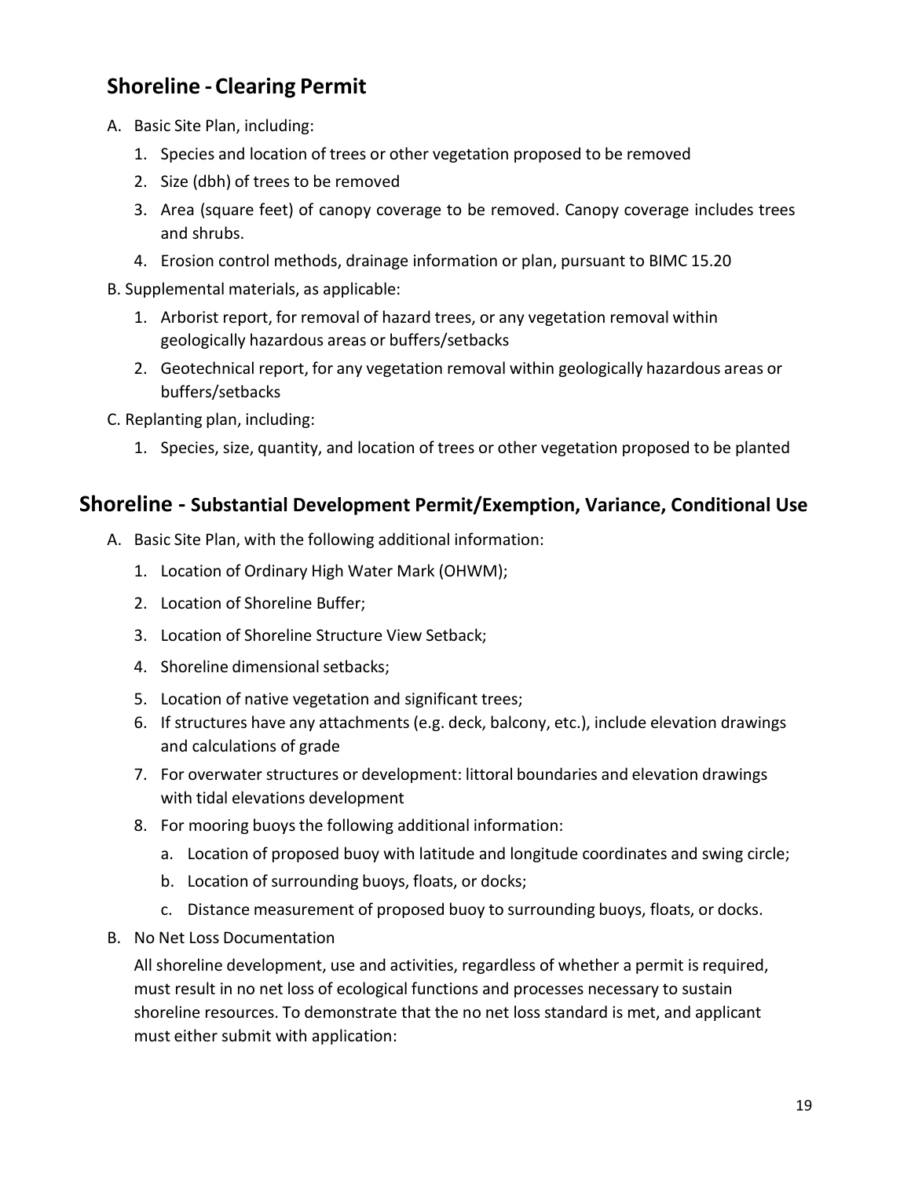## Shoreline - Clearing Permit

A. Basic Site Plan, including:

1. Species and location of trees or other vegetation proposed to be removed
2. Size (dbh) of trees to be removed
3. Area (square feet) of canopy coverage to be removed. Canopy coverage includes trees and shrubs.
4. Erosion control methods, drainage information or plan, pursuant to BIMC 15.20

B. Supplemental materials, as applicable:

1. Arborist report, for removal of hazard trees, or any vegetation removal within geologically hazardous areas or buffers/setbacks
2. Geotechnical report, for any vegetation removal within geologically hazardous areas or buffers/setbacks

C. Replanting plan, including:

1. Species, size, quantity, and location of trees or other vegetation proposed to be planted

## Shoreline - Substantial Development Permit/Exemption, Variance, Conditional Use

A. Basic Site Plan, with the following additional information:

1. Location of Ordinary High Water Mark (OHWM);
2. Location of Shoreline Buffer;
3. Location of Shoreline Structure View Setback;
4. Shoreline dimensional setbacks;
5. Location of native vegetation and significant trees;
6. If structures have any attachments (e.g. deck, balcony, etc.), include elevation drawings and calculations of grade
7. For overwater structures or development: littoral boundaries and elevation drawings with tidal elevations development
8. For mooring buoys the following additional information:
   a. Location of proposed buoy with latitude and longitude coordinates and swing circle;
   b. Location of surrounding buoys, floats, or docks;
   c. Distance measurement of proposed buoy to surrounding buoys, floats, or docks.

B. No Net Loss Documentation

All shoreline development, use and activities, regardless of whether a permit is required, must result in no net loss of ecological functions and processes necessary to sustain shoreline resources. To demonstrate that the no net loss standard is met, and applicant must either submit with application: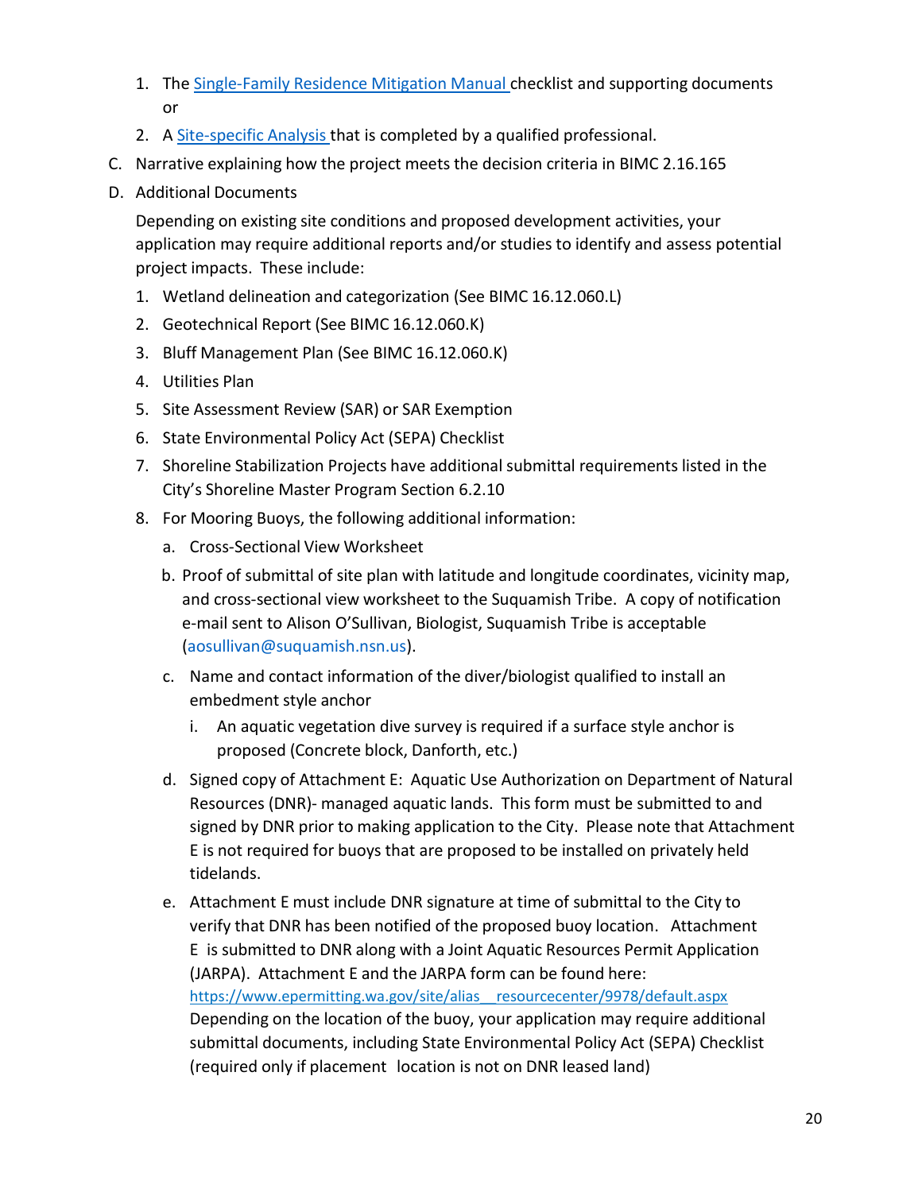1. The [Single-Family Residence Mitigation Manual](#) checklist and supporting documents or
2. A [Site-specific Analysis](#) that is completed by a qualified professional.

C. Narrative explaining how the project meets the decision criteria in BIMC 2.16.165

D. Additional Documents

Depending on existing site conditions and proposed development activities, your application may require additional reports and/or studies to identify and assess potential project impacts. These include:

1. Wetland delineation and categorization (See BIMC 16.12.060.L)
2. Geotechnical Report (See BIMC 16.12.060.K)
3. Bluff Management Plan (See BIMC 16.12.060.K)
4. Utilities Plan
5. Site Assessment Review (SAR) or SAR Exemption
6. State Environmental Policy Act (SEPA) Checklist
7. Shoreline Stabilization Projects have additional submittal requirements listed in the City's Shoreline Master Program Section 6.2.10
8. For Mooring Buoys, the following additional information:
   a. Cross-Sectional View Worksheet
   b. Proof of submittal of site plan with latitude and longitude coordinates, vicinity map, and cross-sectional view worksheet to the Suquamish Tribe. A copy of notification e-mail sent to Alison O'Sullivan, Biologist, Suquamish Tribe is acceptable (aosullivan@suquamish.nsn.us).
   c. Name and contact information of the diver/biologist qualified to install an embedment style anchor
      i. An aquatic vegetation dive survey is required if a surface style anchor is proposed (Concrete block, Danforth, etc.)
   d. Signed copy of Attachment E: Aquatic Use Authorization on Department of Natural Resources (DNR)- managed aquatic lands. This form must be submitted to and signed by DNR prior to making application to the City. Please note that Attachment E is not required for buoys that are proposed to be installed on privately held tidelands.
   e. Attachment E must include DNR signature at time of submittal to the City to verify that DNR has been notified of the proposed buoy location. Attachment E is submitted to DNR along with a Joint Aquatic Resources Permit Application (JARPA). Attachment E and the JARPA form can be found here: https://www.epermitting.wa.gov/site/alias__resourcecenter/9978/default.aspx
      Depending on the location of the buoy, your application may require additional submittal documents, including State Environmental Policy Act (SEPA) Checklist (required only if placement location is not on DNR leased land)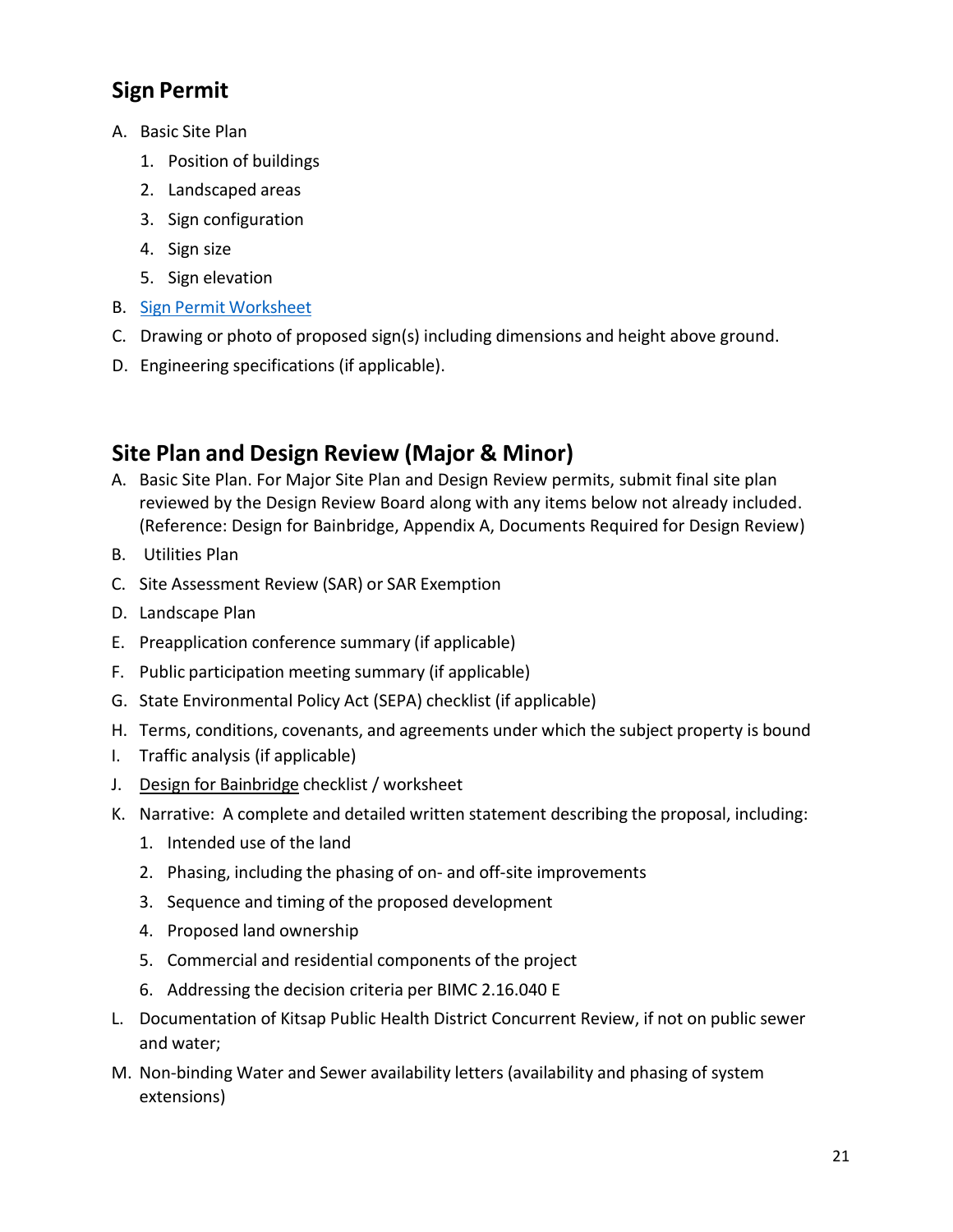## Sign Permit

A. Basic Site Plan
   1. Position of buildings
   2. Landscaped areas
   3. Sign configuration
   4. Sign size
   5. Sign elevation
B. Sign Permit Worksheet
C. Drawing or photo of proposed sign(s) including dimensions and height above ground.
D. Engineering specifications (if applicable).

## Site Plan and Design Review (Major & Minor)

A. Basic Site Plan. For Major Site Plan and Design Review permits, submit final site plan reviewed by the Design Review Board along with any items below not already included. (Reference: Design for Bainbridge, Appendix A, Documents Required for Design Review)
B. Utilities Plan
C. Site Assessment Review (SAR) or SAR Exemption
D. Landscape Plan
E. Preapplication conference summary (if applicable)
F. Public participation meeting summary (if applicable)
G. State Environmental Policy Act (SEPA) checklist (if applicable)
H. Terms, conditions, covenants, and agreements under which the subject property is bound
I. Traffic analysis (if applicable)
J. Design for Bainbridge checklist / worksheet
K. Narrative: A complete and detailed written statement describing the proposal, including:
   1. Intended use of the land
   2. Phasing, including the phasing of on- and off-site improvements
   3. Sequence and timing of the proposed development
   4. Proposed land ownership
   5. Commercial and residential components of the project
   6. Addressing the decision criteria per BIMC 2.16.040 E
L. Documentation of Kitsap Public Health District Concurrent Review, if not on public sewer and water;
M. Non-binding Water and Sewer availability letters (availability and phasing of system extensions)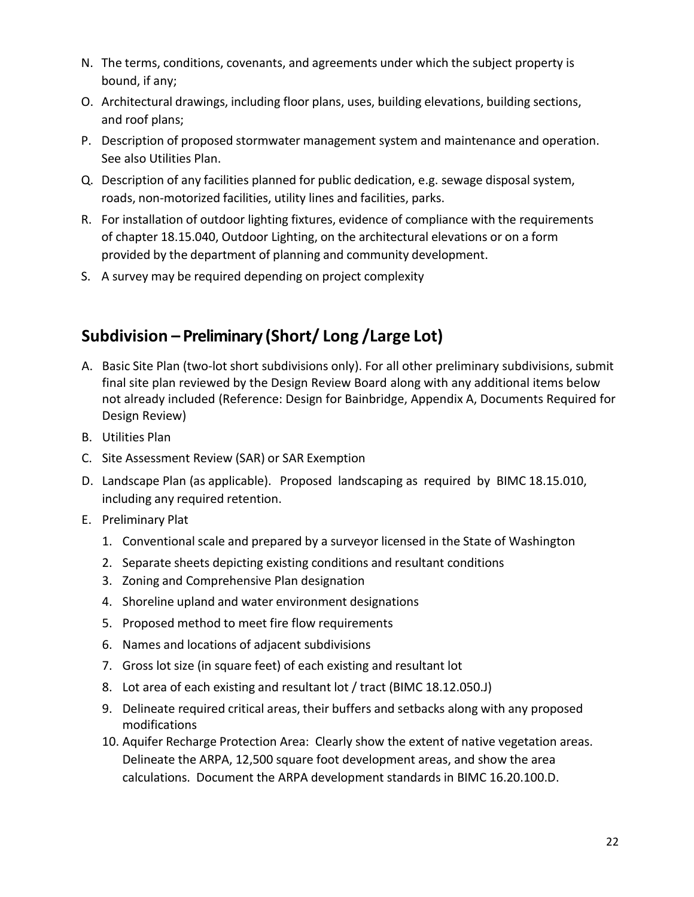N. The terms, conditions, covenants, and agreements under which the subject property is bound, if any;

O. Architectural drawings, including floor plans, uses, building elevations, building sections, and roof plans;

P. Description of proposed stormwater management system and maintenance and operation. See also Utilities Plan.

Q. Description of any facilities planned for public dedication, e.g. sewage disposal system, roads, non-motorized facilities, utility lines and facilities, parks.

R. For installation of outdoor lighting fixtures, evidence of compliance with the requirements of chapter 18.15.040, Outdoor Lighting, on the architectural elevations or on a form provided by the department of planning and community development.

S. A survey may be required depending on project complexity

## Subdivision – Preliminary (Short/ Long /Large Lot)

A. Basic Site Plan (two-lot short subdivisions only). For all other preliminary subdivisions, submit final site plan reviewed by the Design Review Board along with any additional items below not already included (Reference: Design for Bainbridge, Appendix A, Documents Required for Design Review)

B. Utilities Plan

C. Site Assessment Review (SAR) or SAR Exemption

D. Landscape Plan (as applicable). Proposed landscaping as required by BIMC 18.15.010, including any required retention.

E. Preliminary Plat

1. Conventional scale and prepared by a surveyor licensed in the State of Washington
2. Separate sheets depicting existing conditions and resultant conditions
3. Zoning and Comprehensive Plan designation
4. Shoreline upland and water environment designations
5. Proposed method to meet fire flow requirements
6. Names and locations of adjacent subdivisions
7. Gross lot size (in square feet) of each existing and resultant lot
8. Lot area of each existing and resultant lot / tract (BIMC 18.12.050.J)
9. Delineate required critical areas, their buffers and setbacks along with any proposed modifications
10. Aquifer Recharge Protection Area: Clearly show the extent of native vegetation areas. Delineate the ARPA, 12,500 square foot development areas, and show the area calculations. Document the ARPA development standards in BIMC 16.20.100.D.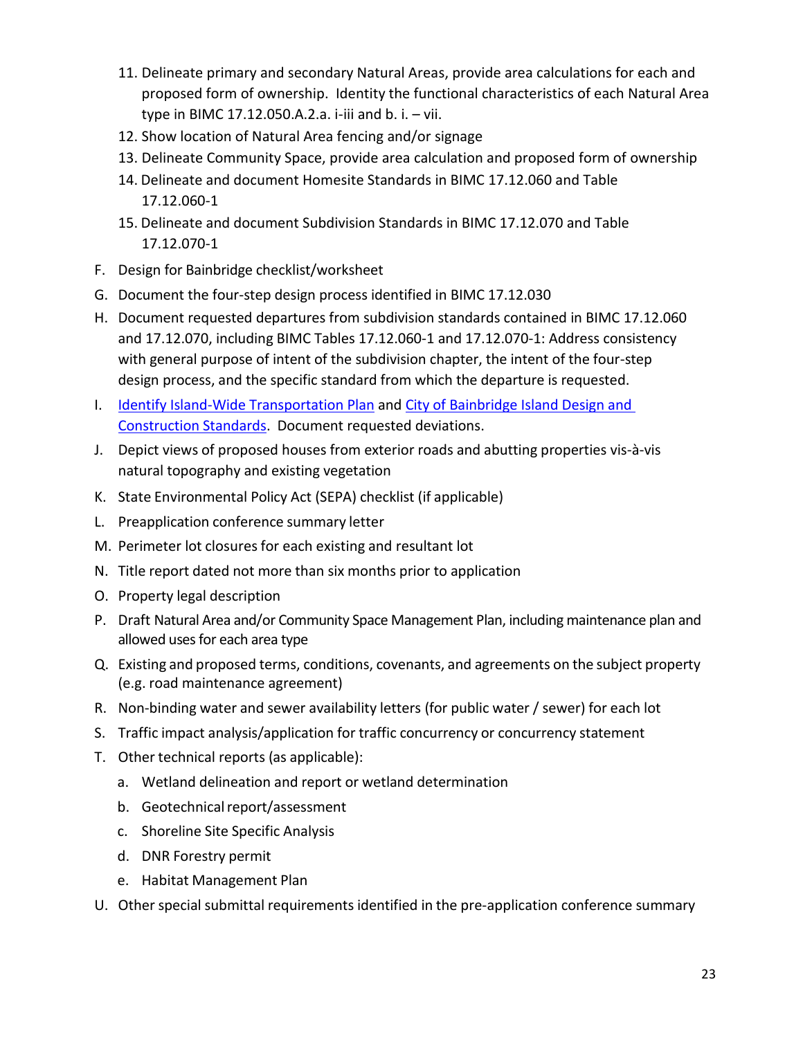11. Delineate primary and secondary Natural Areas, provide area calculations for each and proposed form of ownership. Identity the functional characteristics of each Natural Area type in BIMC 17.12.050.A.2.a. i-iii and b. i. – vii.
12. Show location of Natural Area fencing and/or signage
13. Delineate Community Space, provide area calculation and proposed form of ownership
14. Delineate and document Homesite Standards in BIMC 17.12.060 and Table 17.12.060-1
15. Delineate and document Subdivision Standards in BIMC 17.12.070 and Table 17.12.070-1

F. Design for Bainbridge checklist/worksheet

G. Document the four-step design process identified in BIMC 17.12.030

H. Document requested departures from subdivision standards contained in BIMC 17.12.060 and 17.12.070, including BIMC Tables 17.12.060-1 and 17.12.070-1: Address consistency with general purpose of intent of the subdivision chapter, the intent of the four-step design process, and the specific standard from which the departure is requested.

I. Identify Island-Wide Transportation Plan and City of Bainbridge Island Design and Construction Standards. Document requested deviations.

J. Depict views of proposed houses from exterior roads and abutting properties vis-à-vis natural topography and existing vegetation

K. State Environmental Policy Act (SEPA) checklist (if applicable)

L. Preapplication conference summary letter

M. Perimeter lot closures for each existing and resultant lot

N. Title report dated not more than six months prior to application

O. Property legal description

P. Draft Natural Area and/or Community Space Management Plan, including maintenance plan and allowed uses for each area type

Q. Existing and proposed terms, conditions, covenants, and agreements on the subject property (e.g. road maintenance agreement)

R. Non-binding water and sewer availability letters (for public water / sewer) for each lot

S. Traffic impact analysis/application for traffic concurrency or concurrency statement

T. Other technical reports (as applicable):
   a. Wetland delineation and report or wetland determination
   b. Geotechnical report/assessment
   c. Shoreline Site Specific Analysis
   d. DNR Forestry permit
   e. Habitat Management Plan

U. Other special submittal requirements identified in the pre-application conference summary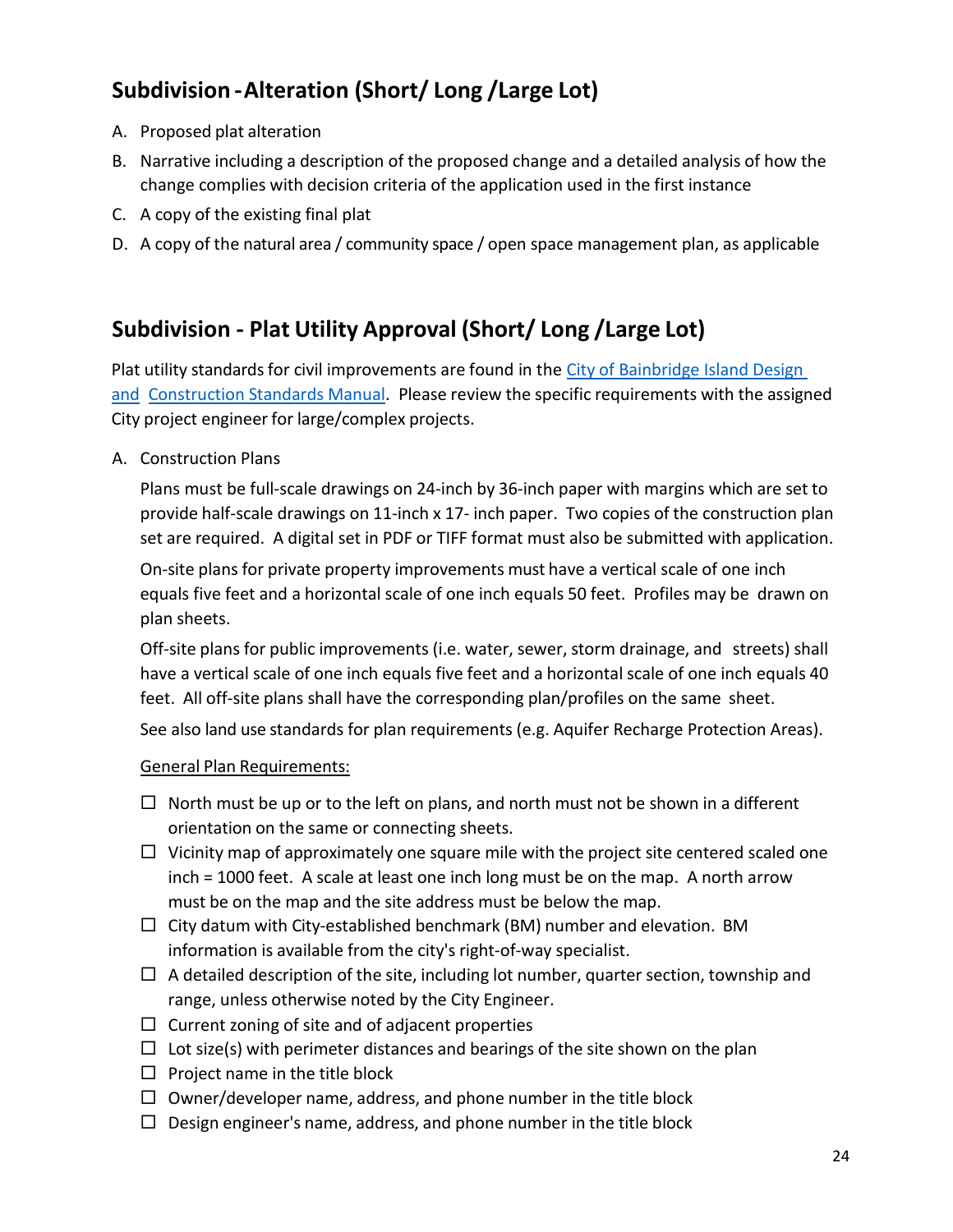## Subdivision - Alteration (Short/ Long /Large Lot)

A. Proposed plat alteration
B. Narrative including a description of the proposed change and a detailed analysis of how the change complies with decision criteria of the application used in the first instance
C. A copy of the existing final plat
D. A copy of the natural area / community space / open space management plan, as applicable

## Subdivision - Plat Utility Approval (Short/ Long /Large Lot)

Plat utility standards for civil improvements are found in the [City of Bainbridge Island Design and Construction Standards Manual](). Please review the specific requirements with the assigned City project engineer for large/complex projects.

A. Construction Plans

Plans must be full-scale drawings on 24-inch by 36-inch paper with margins which are set to provide half-scale drawings on 11-inch x 17- inch paper. Two copies of the construction plan set are required. A digital set in PDF or TIFF format must also be submitted with application.

On-site plans for private property improvements must have a vertical scale of one inch equals five feet and a horizontal scale of one inch equals 50 feet. Profiles may be drawn on plan sheets.

Off-site plans for public improvements (i.e. water, sewer, storm drainage, and streets) shall have a vertical scale of one inch equals five feet and a horizontal scale of one inch equals 40 feet. All off-site plans shall have the corresponding plan/profiles on the same sheet.

See also land use standards for plan requirements (e.g. Aquifer Recharge Protection Areas).

<u>General Plan Requirements:</u>

- ☐ North must be up or to the left on plans, and north must not be shown in a different orientation on the same or connecting sheets.
- ☐ Vicinity map of approximately one square mile with the project site centered scaled one inch = 1000 feet. A scale at least one inch long must be on the map. A north arrow must be on the map and the site address must be below the map.
- ☐ City datum with City-established benchmark (BM) number and elevation. BM information is available from the city's right-of-way specialist.
- ☐ A detailed description of the site, including lot number, quarter section, township and range, unless otherwise noted by the City Engineer.
- ☐ Current zoning of site and of adjacent properties
- ☐ Lot size(s) with perimeter distances and bearings of the site shown on the plan
- ☐ Project name in the title block
- ☐ Owner/developer name, address, and phone number in the title block
- ☐ Design engineer's name, address, and phone number in the title block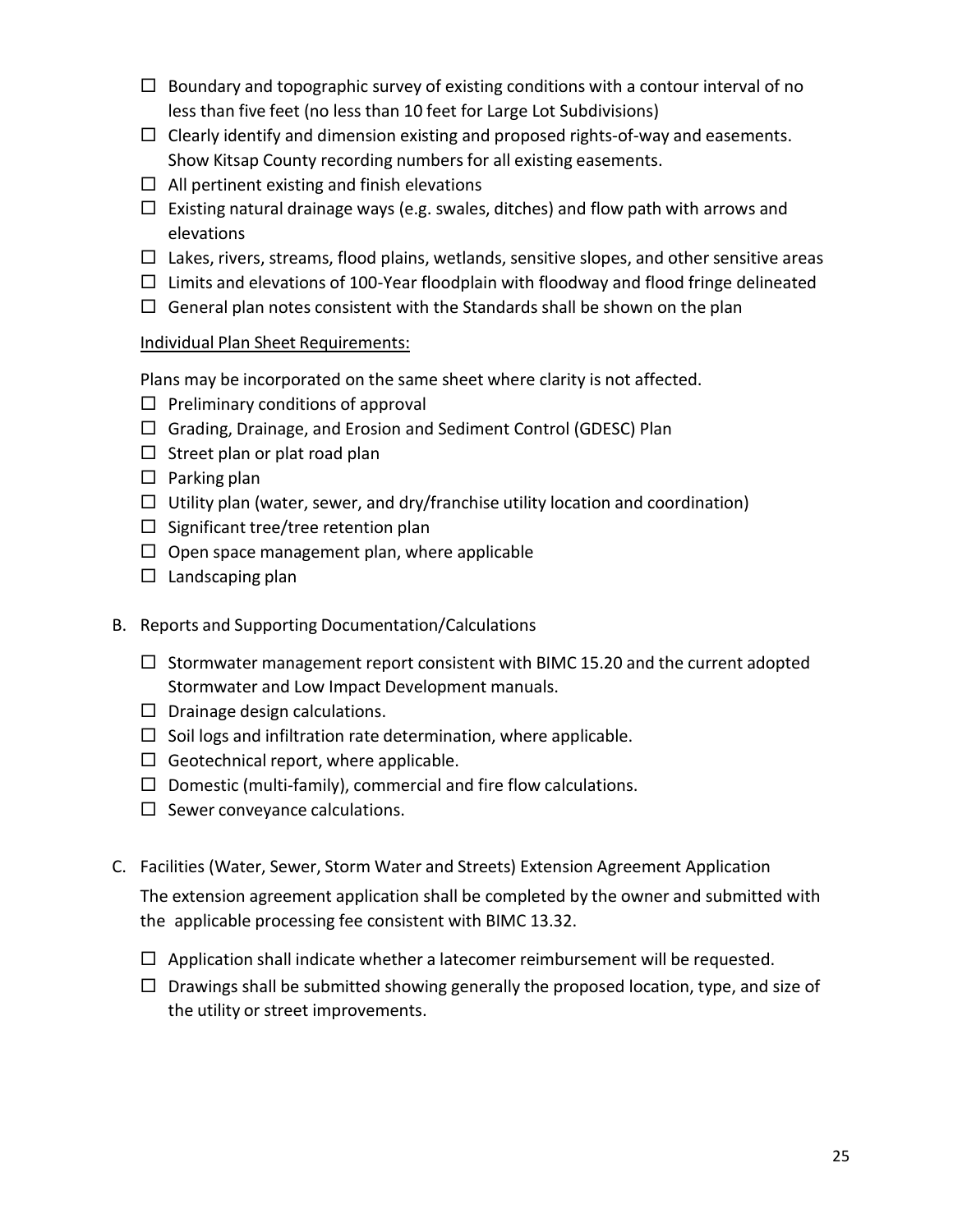- ☐ Boundary and topographic survey of existing conditions with a contour interval of no less than five feet (no less than 10 feet for Large Lot Subdivisions)
- ☐ Clearly identify and dimension existing and proposed rights-of-way and easements. Show Kitsap County recording numbers for all existing easements.
- ☐ All pertinent existing and finish elevations
- ☐ Existing natural drainage ways (e.g. swales, ditches) and flow path with arrows and elevations
- ☐ Lakes, rivers, streams, flood plains, wetlands, sensitive slopes, and other sensitive areas
- ☐ Limits and elevations of 100-Year floodplain with floodway and flood fringe delineated
- ☐ General plan notes consistent with the Standards shall be shown on the plan

<u>Individual Plan Sheet Requirements:</u>

Plans may be incorporated on the same sheet where clarity is not affected.

- ☐ Preliminary conditions of approval
- ☐ Grading, Drainage, and Erosion and Sediment Control (GDESC) Plan
- ☐ Street plan or plat road plan
- ☐ Parking plan
- ☐ Utility plan (water, sewer, and dry/franchise utility location and coordination)
- ☐ Significant tree/tree retention plan
- ☐ Open space management plan, where applicable
- ☐ Landscaping plan

B. Reports and Supporting Documentation/Calculations

- ☐ Stormwater management report consistent with BIMC 15.20 and the current adopted Stormwater and Low Impact Development manuals.
- ☐ Drainage design calculations.
- ☐ Soil logs and infiltration rate determination, where applicable.
- ☐ Geotechnical report, where applicable.
- ☐ Domestic (multi-family), commercial and fire flow calculations.
- ☐ Sewer conveyance calculations.

C. Facilities (Water, Sewer, Storm Water and Streets) Extension Agreement Application

The extension agreement application shall be completed by the owner and submitted with the applicable processing fee consistent with BIMC 13.32.

- ☐ Application shall indicate whether a latecomer reimbursement will be requested.
- ☐ Drawings shall be submitted showing generally the proposed location, type, and size of the utility or street improvements.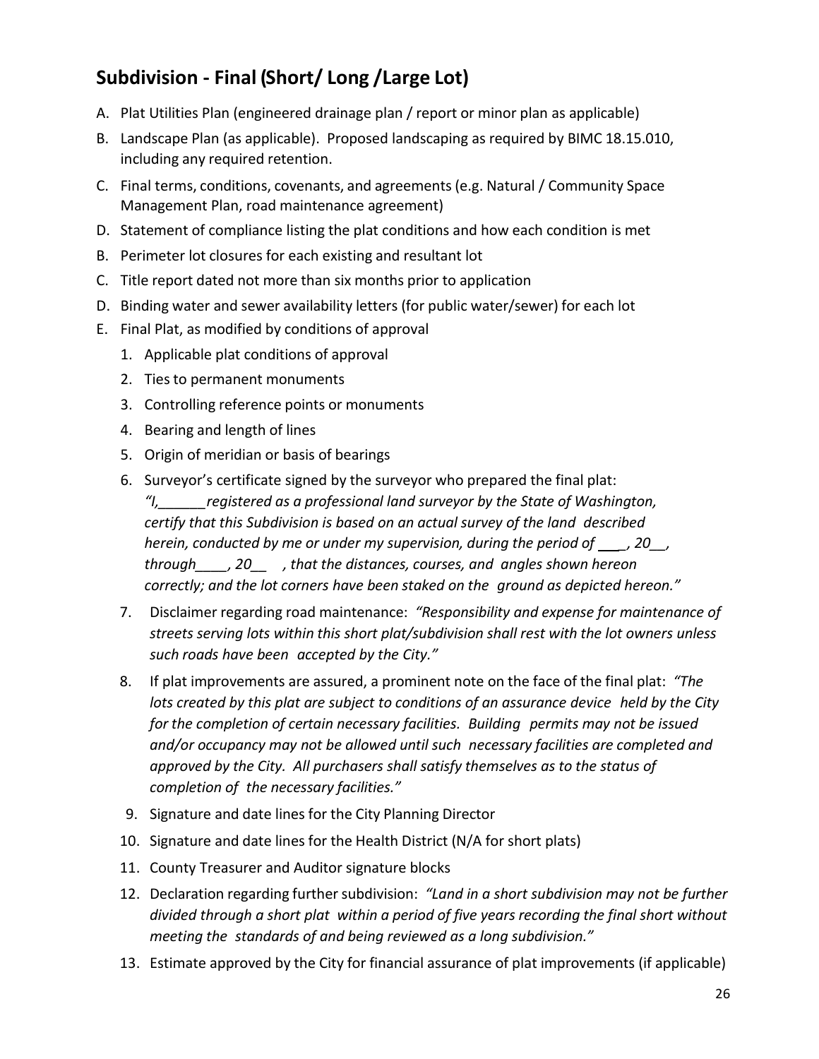## Subdivision - Final (Short/ Long /Large Lot)

A. Plat Utilities Plan (engineered drainage plan / report or minor plan as applicable)

B. Landscape Plan (as applicable). Proposed landscaping as required by BIMC 18.15.010, including any required retention.

C. Final terms, conditions, covenants, and agreements (e.g. Natural / Community Space Management Plan, road maintenance agreement)

D. Statement of compliance listing the plat conditions and how each condition is met

B. Perimeter lot closures for each existing and resultant lot

C. Title report dated not more than six months prior to application

D. Binding water and sewer availability letters (for public water/sewer) for each lot

E. Final Plat, as modified by conditions of approval

   1. Applicable plat conditions of approval
   2. Ties to permanent monuments
   3. Controlling reference points or monuments
   4. Bearing and length of lines
   5. Origin of meridian or basis of bearings
   6. Surveyor's certificate signed by the surveyor who prepared the final plat: *"I,______registered as a professional land surveyor by the State of Washington, certify that this Subdivision is based on an actual survey of the land described herein, conducted by me or under my supervision, during the period of ____, 20__, through____, 20__ , that the distances, courses, and angles shown hereon correctly; and the lot corners have been staked on the ground as depicted hereon."*
   7. Disclaimer regarding road maintenance: *"Responsibility and expense for maintenance of streets serving lots within this short plat/subdivision shall rest with the lot owners unless such roads have been accepted by the City."*
   8. If plat improvements are assured, a prominent note on the face of the final plat: *"The lots created by this plat are subject to conditions of an assurance device held by the City for the completion of certain necessary facilities. Building permits may not be issued and/or occupancy may not be allowed until such necessary facilities are completed and approved by the City. All purchasers shall satisfy themselves as to the status of completion of the necessary facilities."*
   9. Signature and date lines for the City Planning Director
   10. Signature and date lines for the Health District (N/A for short plats)
   11. County Treasurer and Auditor signature blocks
   12. Declaration regarding further subdivision: *"Land in a short subdivision may not be further divided through a short plat within a period of five years recording the final short without meeting the standards of and being reviewed as a long subdivision."*
   13. Estimate approved by the City for financial assurance of plat improvements (if applicable)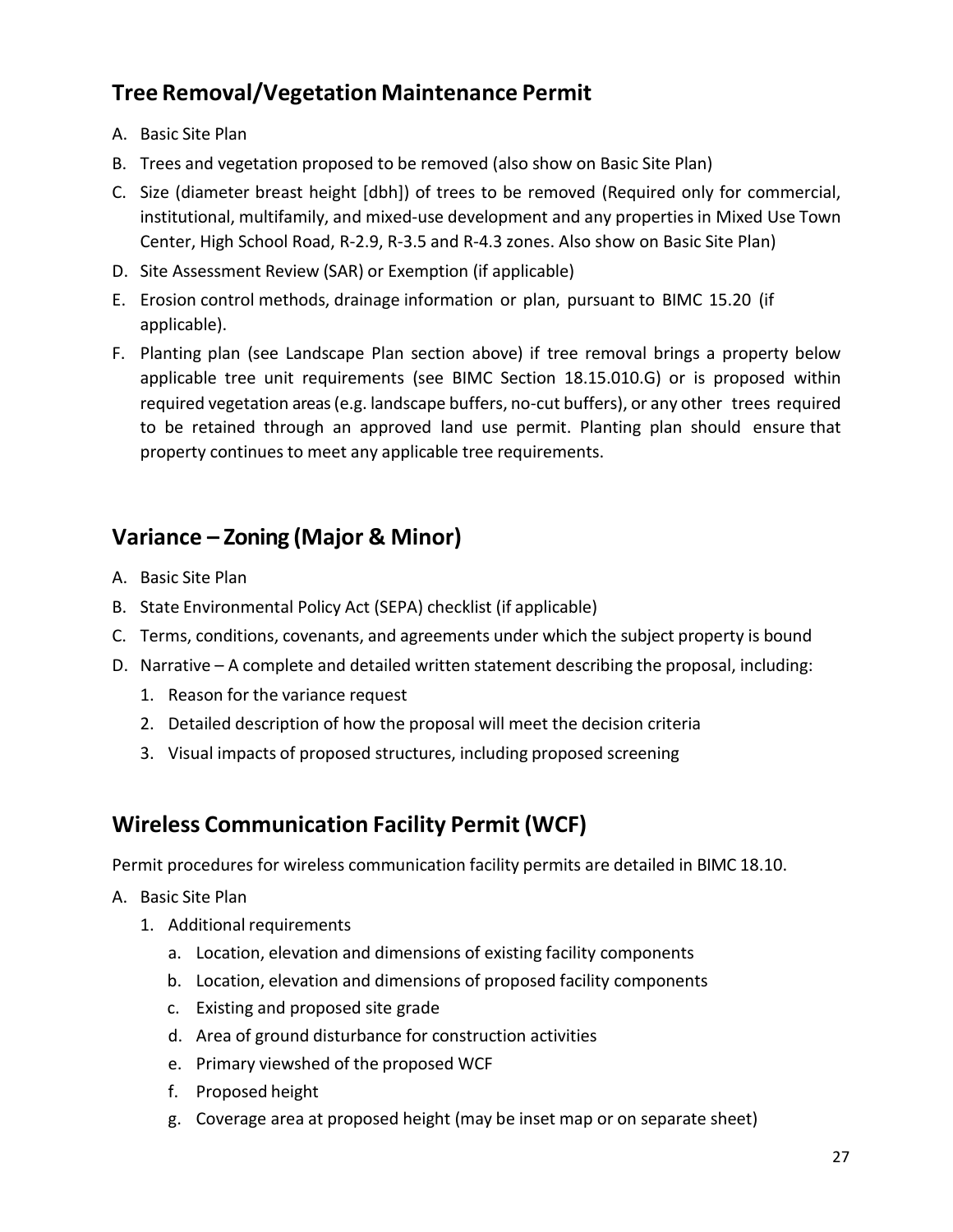## Tree Removal/Vegetation Maintenance Permit

A. Basic Site Plan
B. Trees and vegetation proposed to be removed (also show on Basic Site Plan)
C. Size (diameter breast height [dbh]) of trees to be removed (Required only for commercial, institutional, multifamily, and mixed-use development and any properties in Mixed Use Town Center, High School Road, R-2.9, R-3.5 and R-4.3 zones. Also show on Basic Site Plan)
D. Site Assessment Review (SAR) or Exemption (if applicable)
E. Erosion control methods, drainage information or plan, pursuant to BIMC 15.20 (if applicable).
F. Planting plan (see Landscape Plan section above) if tree removal brings a property below applicable tree unit requirements (see BIMC Section 18.15.010.G) or is proposed within required vegetation areas (e.g. landscape buffers, no-cut buffers), or any other trees required to be retained through an approved land use permit. Planting plan should ensure that property continues to meet any applicable tree requirements.

## Variance – Zoning (Major & Minor)

A. Basic Site Plan
B. State Environmental Policy Act (SEPA) checklist (if applicable)
C. Terms, conditions, covenants, and agreements under which the subject property is bound
D. Narrative – A complete and detailed written statement describing the proposal, including:
   1. Reason for the variance request
   2. Detailed description of how the proposal will meet the decision criteria
   3. Visual impacts of proposed structures, including proposed screening

## Wireless Communication Facility Permit (WCF)

Permit procedures for wireless communication facility permits are detailed in BIMC 18.10.

A. Basic Site Plan
   1. Additional requirements
      a. Location, elevation and dimensions of existing facility components
      b. Location, elevation and dimensions of proposed facility components
      c. Existing and proposed site grade
      d. Area of ground disturbance for construction activities
      e. Primary viewshed of the proposed WCF
      f. Proposed height
      g. Coverage area at proposed height (may be inset map or on separate sheet)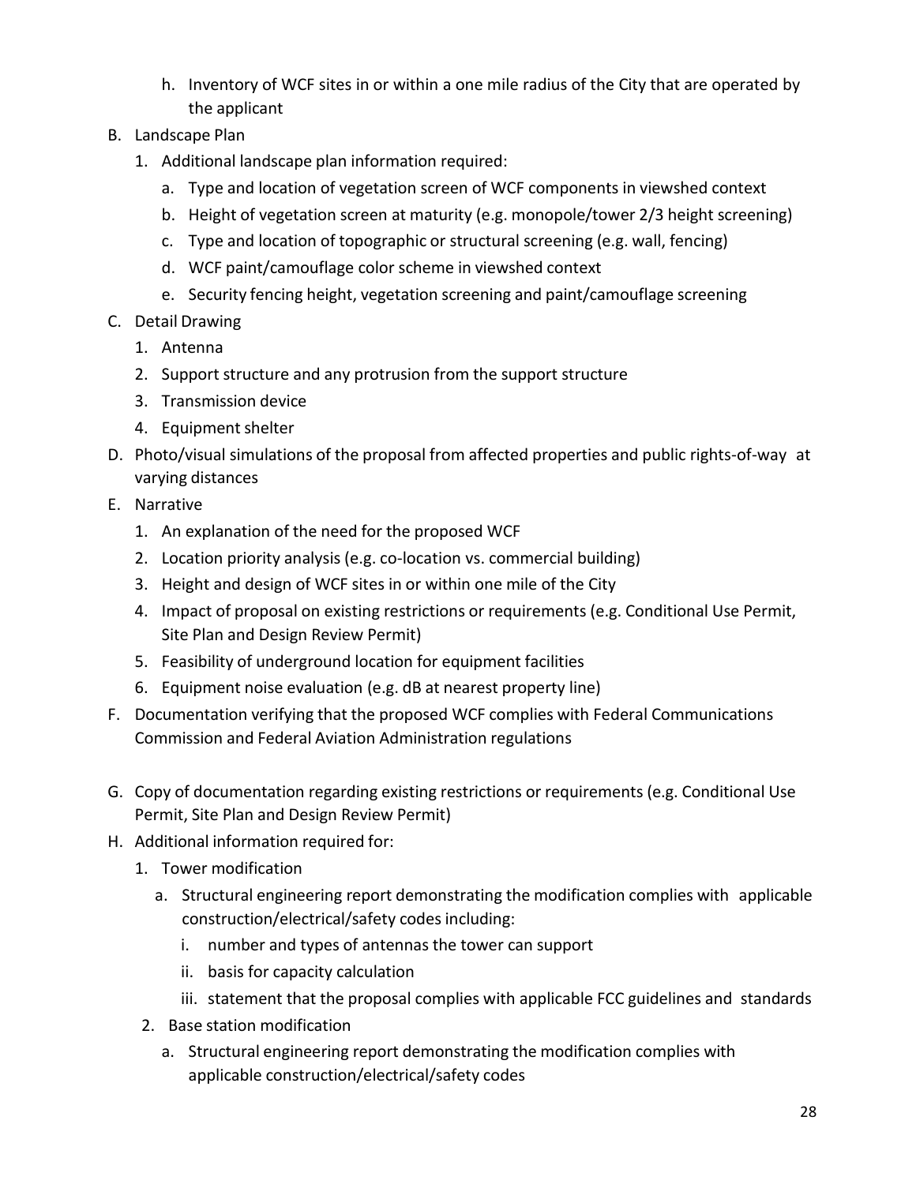h. Inventory of WCF sites in or within a one mile radius of the City that are operated by the applicant

B. Landscape Plan
   1. Additional landscape plan information required:
      a. Type and location of vegetation screen of WCF components in viewshed context
      b. Height of vegetation screen at maturity (e.g. monopole/tower 2/3 height screening)
      c. Type and location of topographic or structural screening (e.g. wall, fencing)
      d. WCF paint/camouflage color scheme in viewshed context
      e. Security fencing height, vegetation screening and paint/camouflage screening

C. Detail Drawing
   1. Antenna
   2. Support structure and any protrusion from the support structure
   3. Transmission device
   4. Equipment shelter

D. Photo/visual simulations of the proposal from affected properties and public rights-of-way at varying distances

E. Narrative
   1. An explanation of the need for the proposed WCF
   2. Location priority analysis (e.g. co-location vs. commercial building)
   3. Height and design of WCF sites in or within one mile of the City
   4. Impact of proposal on existing restrictions or requirements (e.g. Conditional Use Permit, Site Plan and Design Review Permit)
   5. Feasibility of underground location for equipment facilities
   6. Equipment noise evaluation (e.g. dB at nearest property line)

F. Documentation verifying that the proposed WCF complies with Federal Communications Commission and Federal Aviation Administration regulations

G. Copy of documentation regarding existing restrictions or requirements (e.g. Conditional Use Permit, Site Plan and Design Review Permit)

H. Additional information required for:
   1. Tower modification
      a. Structural engineering report demonstrating the modification complies with applicable construction/electrical/safety codes including:
         i. number and types of antennas the tower can support
         ii. basis for capacity calculation
         iii. statement that the proposal complies with applicable FCC guidelines and standards
   2. Base station modification
      a. Structural engineering report demonstrating the modification complies with applicable construction/electrical/safety codes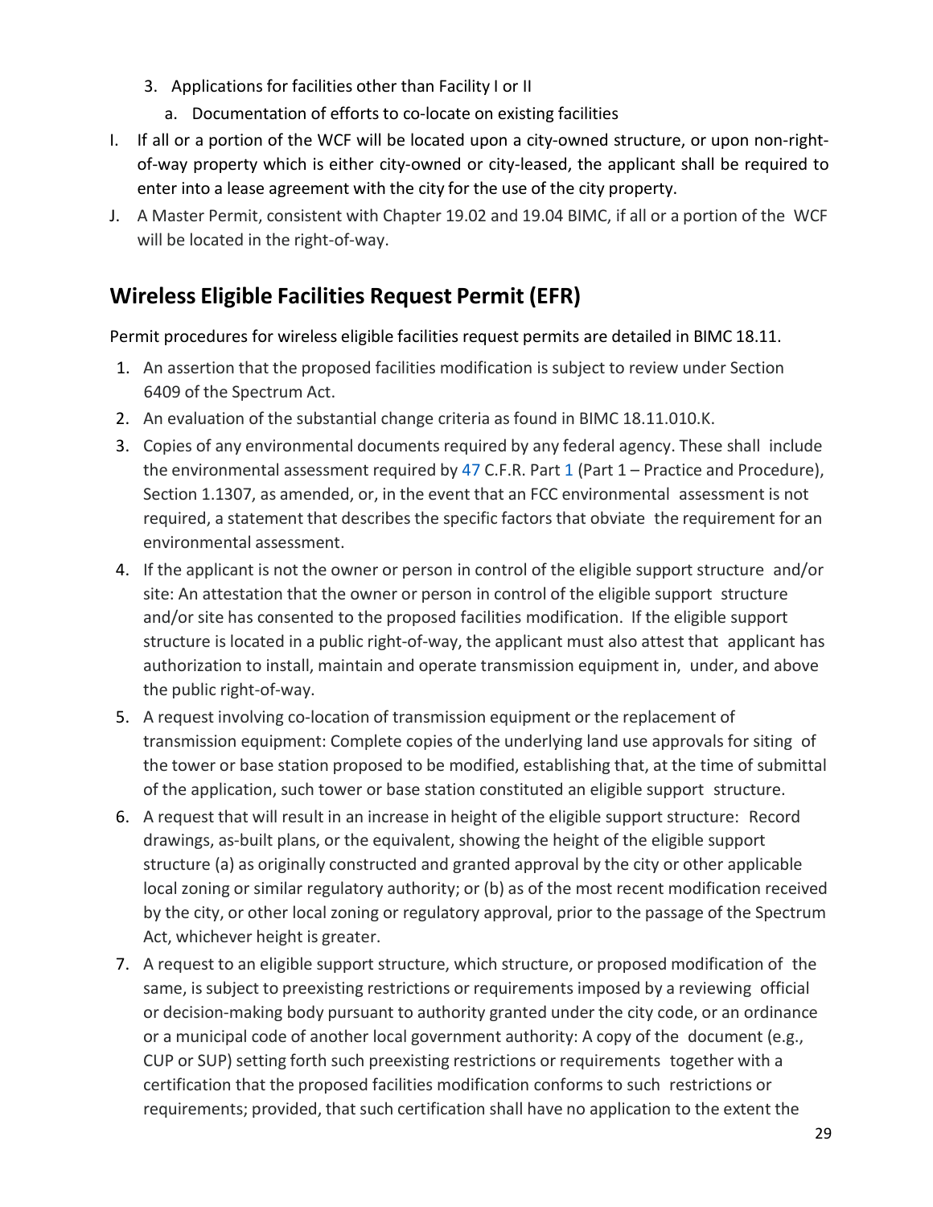3. Applications for facilities other than Facility I or II
   a. Documentation of efforts to co-locate on existing facilities

I. If all or a portion of the WCF will be located upon a city-owned structure, or upon non-right-of-way property which is either city-owned or city-leased, the applicant shall be required to enter into a lease agreement with the city for the use of the city property.

J. A Master Permit, consistent with Chapter 19.02 and 19.04 BIMC, if all or a portion of the WCF will be located in the right-of-way.

## Wireless Eligible Facilities Request Permit (EFR)

Permit procedures for wireless eligible facilities request permits are detailed in BIMC 18.11.

1. An assertion that the proposed facilities modification is subject to review under Section 6409 of the Spectrum Act.
2. An evaluation of the substantial change criteria as found in BIMC 18.11.010.K.
3. Copies of any environmental documents required by any federal agency. These shall include the environmental assessment required by 47 C.F.R. Part 1 (Part 1 – Practice and Procedure), Section 1.1307, as amended, or, in the event that an FCC environmental assessment is not required, a statement that describes the specific factors that obviate the requirement for an environmental assessment.
4. If the applicant is not the owner or person in control of the eligible support structure and/or site: An attestation that the owner or person in control of the eligible support structure and/or site has consented to the proposed facilities modification. If the eligible support structure is located in a public right-of-way, the applicant must also attest that applicant has authorization to install, maintain and operate transmission equipment in, under, and above the public right-of-way.
5. A request involving co-location of transmission equipment or the replacement of transmission equipment: Complete copies of the underlying land use approvals for siting of the tower or base station proposed to be modified, establishing that, at the time of submittal of the application, such tower or base station constituted an eligible support structure.
6. A request that will result in an increase in height of the eligible support structure: Record drawings, as-built plans, or the equivalent, showing the height of the eligible support structure (a) as originally constructed and granted approval by the city or other applicable local zoning or similar regulatory authority; or (b) as of the most recent modification received by the city, or other local zoning or regulatory approval, prior to the passage of the Spectrum Act, whichever height is greater.
7. A request to an eligible support structure, which structure, or proposed modification of the same, is subject to preexisting restrictions or requirements imposed by a reviewing official or decision-making body pursuant to authority granted under the city code, or an ordinance or a municipal code of another local government authority: A copy of the document (e.g., CUP or SUP) setting forth such preexisting restrictions or requirements together with a certification that the proposed facilities modification conforms to such restrictions or requirements; provided, that such certification shall have no application to the extent the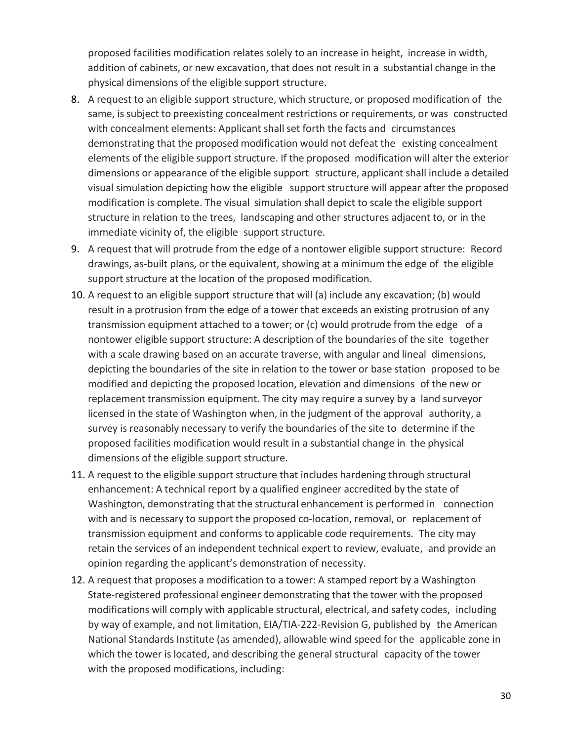proposed facilities modification relates solely to an increase in height, increase in width, addition of cabinets, or new excavation, that does not result in a substantial change in the physical dimensions of the eligible support structure.

8. A request to an eligible support structure, which structure, or proposed modification of the same, is subject to preexisting concealment restrictions or requirements, or was constructed with concealment elements: Applicant shall set forth the facts and circumstances demonstrating that the proposed modification would not defeat the existing concealment elements of the eligible support structure. If the proposed modification will alter the exterior dimensions or appearance of the eligible support structure, applicant shall include a detailed visual simulation depicting how the eligible support structure will appear after the proposed modification is complete. The visual simulation shall depict to scale the eligible support structure in relation to the trees, landscaping and other structures adjacent to, or in the immediate vicinity of, the eligible support structure.
9. A request that will protrude from the edge of a nontower eligible support structure: Record drawings, as-built plans, or the equivalent, showing at a minimum the edge of the eligible support structure at the location of the proposed modification.
10. A request to an eligible support structure that will (a) include any excavation; (b) would result in a protrusion from the edge of a tower that exceeds an existing protrusion of any transmission equipment attached to a tower; or (c) would protrude from the edge of a nontower eligible support structure: A description of the boundaries of the site together with a scale drawing based on an accurate traverse, with angular and lineal dimensions, depicting the boundaries of the site in relation to the tower or base station proposed to be modified and depicting the proposed location, elevation and dimensions of the new or replacement transmission equipment. The city may require a survey by a land surveyor licensed in the state of Washington when, in the judgment of the approval authority, a survey is reasonably necessary to verify the boundaries of the site to determine if the proposed facilities modification would result in a substantial change in the physical dimensions of the eligible support structure.
11. A request to the eligible support structure that includes hardening through structural enhancement: A technical report by a qualified engineer accredited by the state of Washington, demonstrating that the structural enhancement is performed in connection with and is necessary to support the proposed co-location, removal, or replacement of transmission equipment and conforms to applicable code requirements. The city may retain the services of an independent technical expert to review, evaluate, and provide an opinion regarding the applicant's demonstration of necessity.
12. A request that proposes a modification to a tower: A stamped report by a Washington State-registered professional engineer demonstrating that the tower with the proposed modifications will comply with applicable structural, electrical, and safety codes, including by way of example, and not limitation, EIA/TIA-222-Revision G, published by the American National Standards Institute (as amended), allowable wind speed for the applicable zone in which the tower is located, and describing the general structural capacity of the tower with the proposed modifications, including: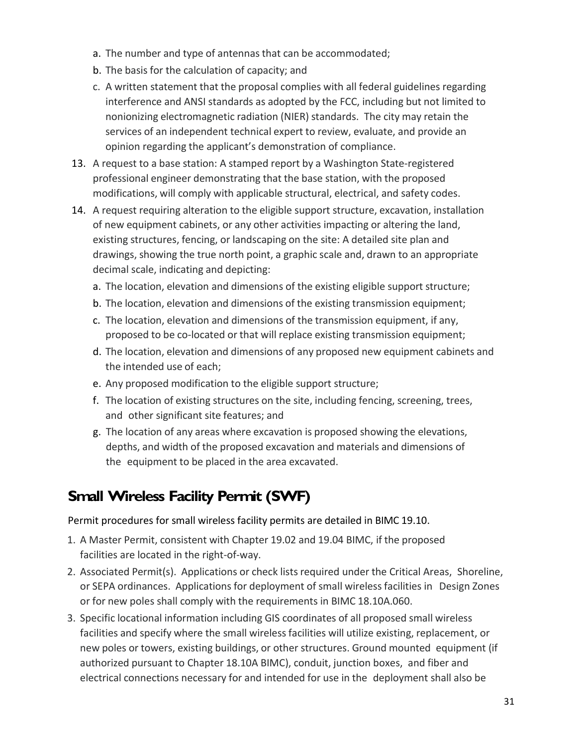a. The number and type of antennas that can be accommodated;
   b. The basis for the calculation of capacity; and
   c. A written statement that the proposal complies with all federal guidelines regarding interference and ANSI standards as adopted by the FCC, including but not limited to nonionizing electromagnetic radiation (NIER) standards. The city may retain the services of an independent technical expert to review, evaluate, and provide an opinion regarding the applicant's demonstration of compliance.

13. A request to a base station: A stamped report by a Washington State-registered professional engineer demonstrating that the base station, with the proposed modifications, will comply with applicable structural, electrical, and safety codes.
14. A request requiring alteration to the eligible support structure, excavation, installation of new equipment cabinets, or any other activities impacting or altering the land, existing structures, fencing, or landscaping on the site: A detailed site plan and drawings, showing the true north point, a graphic scale and, drawn to an appropriate decimal scale, indicating and depicting:
   a. The location, elevation and dimensions of the existing eligible support structure;
   b. The location, elevation and dimensions of the existing transmission equipment;
   c. The location, elevation and dimensions of the transmission equipment, if any, proposed to be co-located or that will replace existing transmission equipment;
   d. The location, elevation and dimensions of any proposed new equipment cabinets and the intended use of each;
   e. Any proposed modification to the eligible support structure;
   f. The location of existing structures on the site, including fencing, screening, trees, and other significant site features; and
   g. The location of any areas where excavation is proposed showing the elevations, depths, and width of the proposed excavation and materials and dimensions of the equipment to be placed in the area excavated.

## Small Wireless Facility Permit (SWF)

Permit procedures for small wireless facility permits are detailed in BIMC 19.10.

1. A Master Permit, consistent with Chapter 19.02 and 19.04 BIMC, if the proposed facilities are located in the right-of-way.
2. Associated Permit(s). Applications or check lists required under the Critical Areas, Shoreline, or SEPA ordinances. Applications for deployment of small wireless facilities in Design Zones or for new poles shall comply with the requirements in BIMC 18.10A.060.
3. Specific locational information including GIS coordinates of all proposed small wireless facilities and specify where the small wireless facilities will utilize existing, replacement, or new poles or towers, existing buildings, or other structures. Ground mounted equipment (if authorized pursuant to Chapter 18.10A BIMC), conduit, junction boxes, and fiber and electrical connections necessary for and intended for use in the deployment shall also be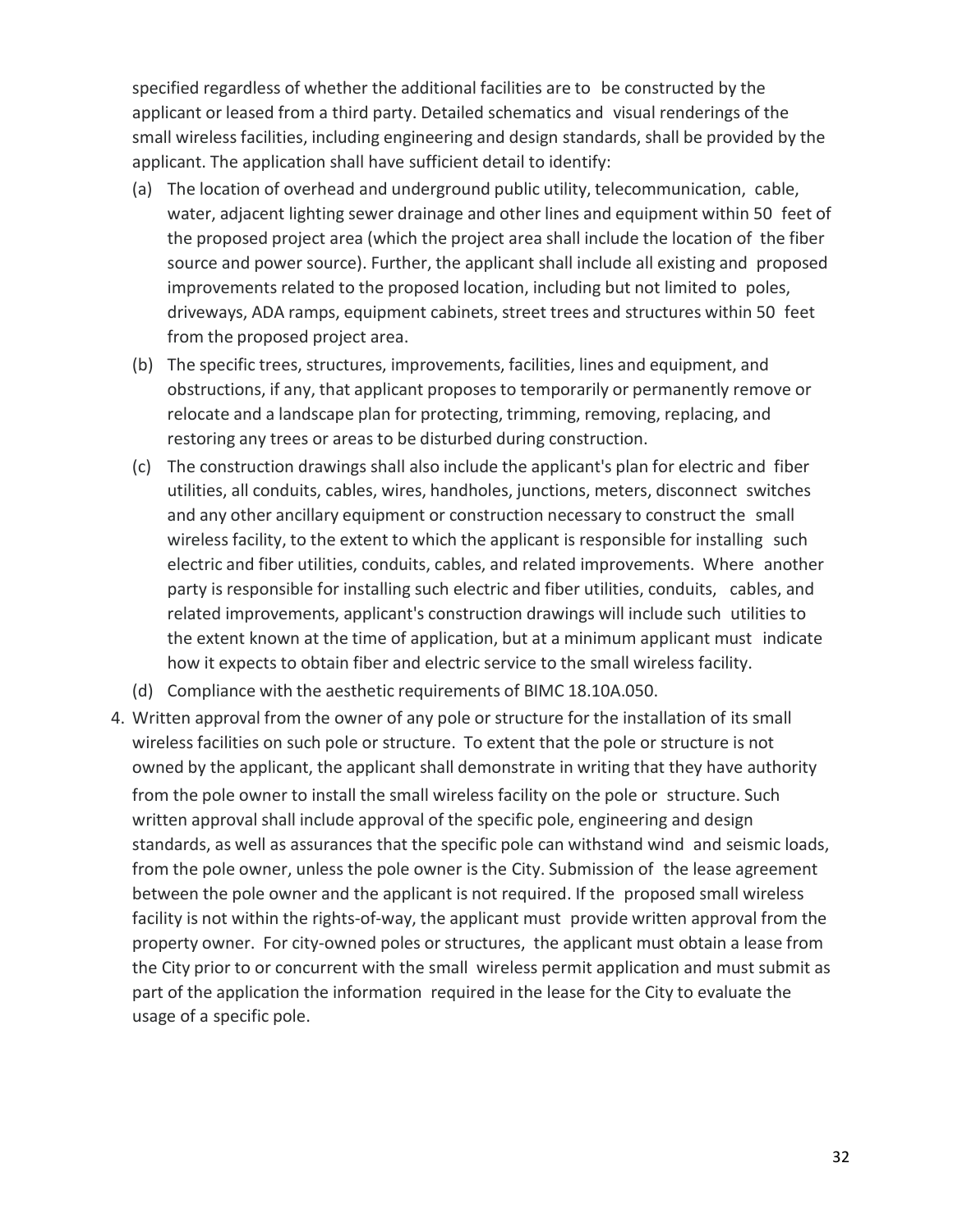specified regardless of whether the additional facilities are to be constructed by the applicant or leased from a third party. Detailed schematics and visual renderings of the small wireless facilities, including engineering and design standards, shall be provided by the applicant. The application shall have sufficient detail to identify:

(a) The location of overhead and underground public utility, telecommunication, cable, water, adjacent lighting sewer drainage and other lines and equipment within 50 feet of the proposed project area (which the project area shall include the location of the fiber source and power source). Further, the applicant shall include all existing and proposed improvements related to the proposed location, including but not limited to poles, driveways, ADA ramps, equipment cabinets, street trees and structures within 50 feet from the proposed project area.

(b) The specific trees, structures, improvements, facilities, lines and equipment, and obstructions, if any, that applicant proposes to temporarily or permanently remove or relocate and a landscape plan for protecting, trimming, removing, replacing, and restoring any trees or areas to be disturbed during construction.

(c) The construction drawings shall also include the applicant's plan for electric and fiber utilities, all conduits, cables, wires, handholes, junctions, meters, disconnect switches and any other ancillary equipment or construction necessary to construct the small wireless facility, to the extent to which the applicant is responsible for installing such electric and fiber utilities, conduits, cables, and related improvements. Where another party is responsible for installing such electric and fiber utilities, conduits, cables, and related improvements, applicant's construction drawings will include such utilities to the extent known at the time of application, but at a minimum applicant must indicate how it expects to obtain fiber and electric service to the small wireless facility.

(d) Compliance with the aesthetic requirements of BIMC 18.10A.050.

4. Written approval from the owner of any pole or structure for the installation of its small wireless facilities on such pole or structure. To extent that the pole or structure is not owned by the applicant, the applicant shall demonstrate in writing that they have authority from the pole owner to install the small wireless facility on the pole or structure. Such written approval shall include approval of the specific pole, engineering and design standards, as well as assurances that the specific pole can withstand wind and seismic loads, from the pole owner, unless the pole owner is the City. Submission of the lease agreement between the pole owner and the applicant is not required. If the proposed small wireless facility is not within the rights-of-way, the applicant must provide written approval from the property owner. For city-owned poles or structures, the applicant must obtain a lease from the City prior to or concurrent with the small wireless permit application and must submit as part of the application the information required in the lease for the City to evaluate the usage of a specific pole.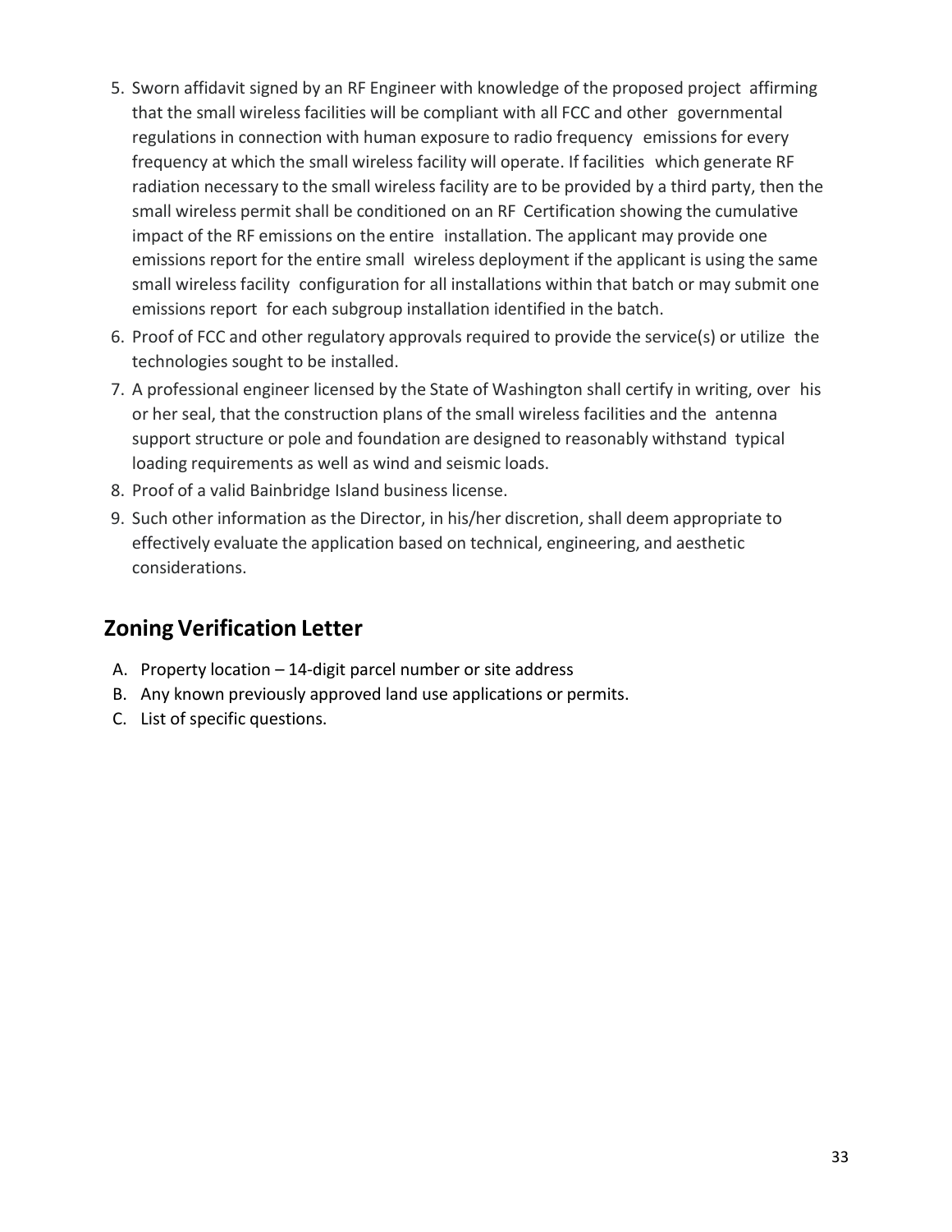5. Sworn affidavit signed by an RF Engineer with knowledge of the proposed project affirming that the small wireless facilities will be compliant with all FCC and other governmental regulations in connection with human exposure to radio frequency emissions for every frequency at which the small wireless facility will operate. If facilities which generate RF radiation necessary to the small wireless facility are to be provided by a third party, then the small wireless permit shall be conditioned on an RF Certification showing the cumulative impact of the RF emissions on the entire installation. The applicant may provide one emissions report for the entire small wireless deployment if the applicant is using the same small wireless facility configuration for all installations within that batch or may submit one emissions report for each subgroup installation identified in the batch.
6. Proof of FCC and other regulatory approvals required to provide the service(s) or utilize the technologies sought to be installed.
7. A professional engineer licensed by the State of Washington shall certify in writing, over his or her seal, that the construction plans of the small wireless facilities and the antenna support structure or pole and foundation are designed to reasonably withstand typical loading requirements as well as wind and seismic loads.
8. Proof of a valid Bainbridge Island business license.
9. Such other information as the Director, in his/her discretion, shall deem appropriate to effectively evaluate the application based on technical, engineering, and aesthetic considerations.

## Zoning Verification Letter

A. Property location – 14-digit parcel number or site address
B. Any known previously approved land use applications or permits.
C. List of specific questions.